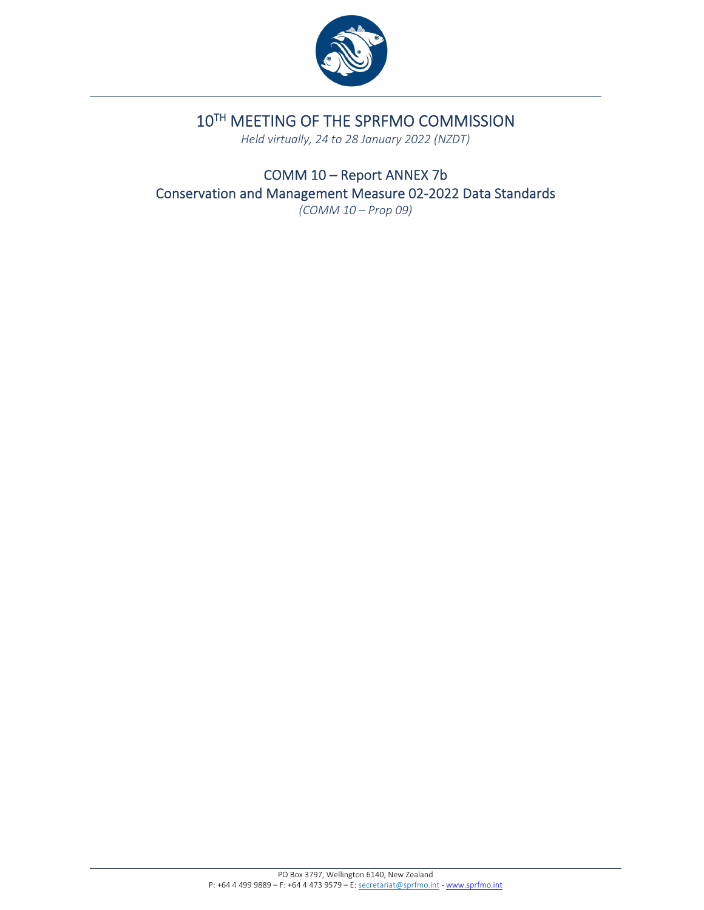# 10TH MEETING OF THE SPRFMO COMMISSION

*Held virtually, 24 to 28 January 2022 (NZDT)*

## COMM 10 – Report ANNEX 7b
## Conservation and Management Measure 02-2022 Data Standards

*(COMM 10 – Prop 09)*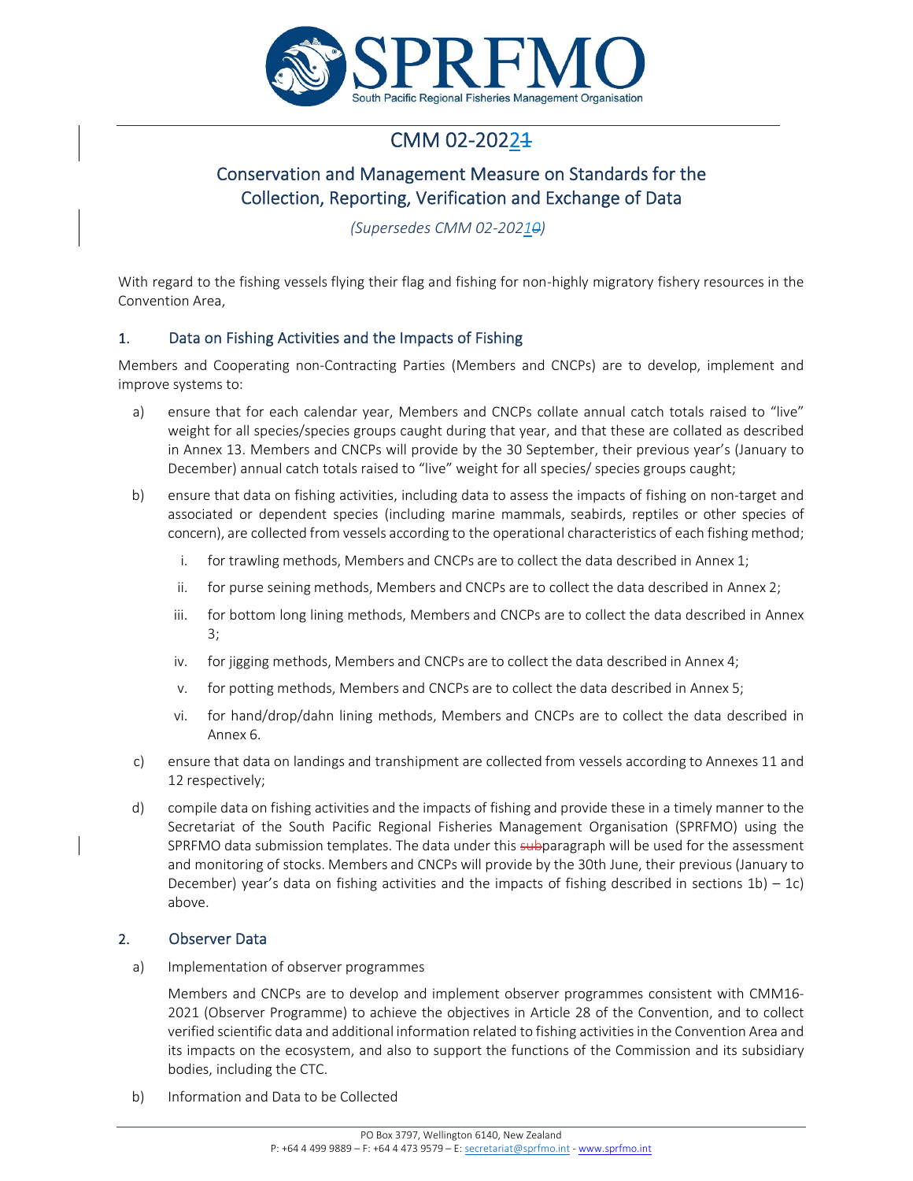# CMM 02-20221

## Conservation and Management Measure on Standards for the Collection, Reporting, Verification and Exchange of Data

*(Supersedes CMM 02-20210)*

With regard to the fishing vessels flying their flag and fishing for non-highly migratory fishery resources in the Convention Area,

### 1. Data on Fishing Activities and the Impacts of Fishing

Members and Cooperating non-Contracting Parties (Members and CNCPs) are to develop, implement and improve systems to:

a) ensure that for each calendar year, Members and CNCPs collate annual catch totals raised to "live" weight for all species/species groups caught during that year, and that these are collated as described in Annex 13. Members and CNCPs will provide by the 30 September, their previous year's (January to December) annual catch totals raised to "live" weight for all species/ species groups caught;

b) ensure that data on fishing activities, including data to assess the impacts of fishing on non-target and associated or dependent species (including marine mammals, seabirds, reptiles or other species of concern), are collected from vessels according to the operational characteristics of each fishing method;

   i. for trawling methods, Members and CNCPs are to collect the data described in Annex 1;

   ii. for purse seining methods, Members and CNCPs are to collect the data described in Annex 2;

   iii. for bottom long lining methods, Members and CNCPs are to collect the data described in Annex 3;

   iv. for jigging methods, Members and CNCPs are to collect the data described in Annex 4;

   v. for potting methods, Members and CNCPs are to collect the data described in Annex 5;

   vi. for hand/drop/dahn lining methods, Members and CNCPs are to collect the data described in Annex 6.

c) ensure that data on landings and transhipment are collected from vessels according to Annexes 11 and 12 respectively;

d) compile data on fishing activities and the impacts of fishing and provide these in a timely manner to the Secretariat of the South Pacific Regional Fisheries Management Organisation (SPRFMO) using the SPRFMO data submission templates. The data under this subparagraph will be used for the assessment and monitoring of stocks. Members and CNCPs will provide by the 30th June, their previous (January to December) year's data on fishing activities and the impacts of fishing described in sections 1b) – 1c) above.

### 2. Observer Data

a) Implementation of observer programmes

   Members and CNCPs are to develop and implement observer programmes consistent with CMM16-2021 (Observer Programme) to achieve the objectives in Article 28 of the Convention, and to collect verified scientific data and additional information related to fishing activities in the Convention Area and its impacts on the ecosystem, and also to support the functions of the Commission and its subsidiary bodies, including the CTC.

b) Information and Data to be Collected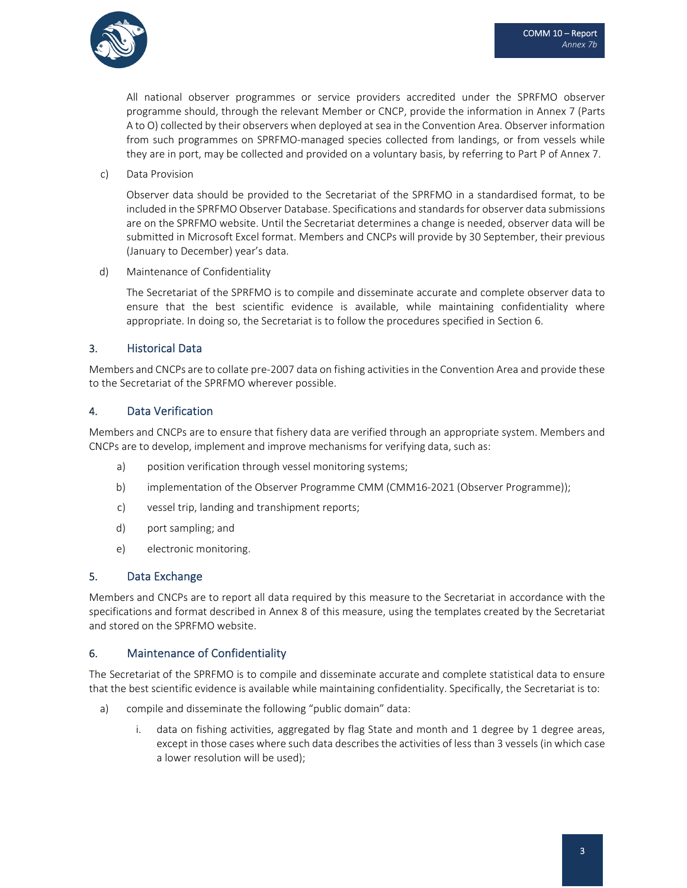All national observer programmes or service providers accredited under the SPRFMO observer programme should, through the relevant Member or CNCP, provide the information in Annex 7 (Parts A to O) collected by their observers when deployed at sea in the Convention Area. Observer information from such programmes on SPRFMO-managed species collected from landings, or from vessels while they are in port, may be collected and provided on a voluntary basis, by referring to Part P of Annex 7.

c) Data Provision

Observer data should be provided to the Secretariat of the SPRFMO in a standardised format, to be included in the SPRFMO Observer Database. Specifications and standards for observer data submissions are on the SPRFMO website. Until the Secretariat determines a change is needed, observer data will be submitted in Microsoft Excel format. Members and CNCPs will provide by 30 September, their previous (January to December) year's data.

d) Maintenance of Confidentiality

The Secretariat of the SPRFMO is to compile and disseminate accurate and complete observer data to ensure that the best scientific evidence is available, while maintaining confidentiality where appropriate. In doing so, the Secretariat is to follow the procedures specified in Section 6.

## 3. Historical Data

Members and CNCPs are to collate pre-2007 data on fishing activities in the Convention Area and provide these to the Secretariat of the SPRFMO wherever possible.

## 4. Data Verification

Members and CNCPs are to ensure that fishery data are verified through an appropriate system. Members and CNCPs are to develop, implement and improve mechanisms for verifying data, such as:

a) position verification through vessel monitoring systems;

b) implementation of the Observer Programme CMM (CMM16-2021 (Observer Programme));

c) vessel trip, landing and transhipment reports;

d) port sampling; and

e) electronic monitoring.

## 5. Data Exchange

Members and CNCPs are to report all data required by this measure to the Secretariat in accordance with the specifications and format described in Annex 8 of this measure, using the templates created by the Secretariat and stored on the SPRFMO website.

## 6. Maintenance of Confidentiality

The Secretariat of the SPRFMO is to compile and disseminate accurate and complete statistical data to ensure that the best scientific evidence is available while maintaining confidentiality. Specifically, the Secretariat is to:

a) compile and disseminate the following "public domain" data:

   i. data on fishing activities, aggregated by flag State and month and 1 degree by 1 degree areas, except in those cases where such data describes the activities of less than 3 vessels (in which case a lower resolution will be used);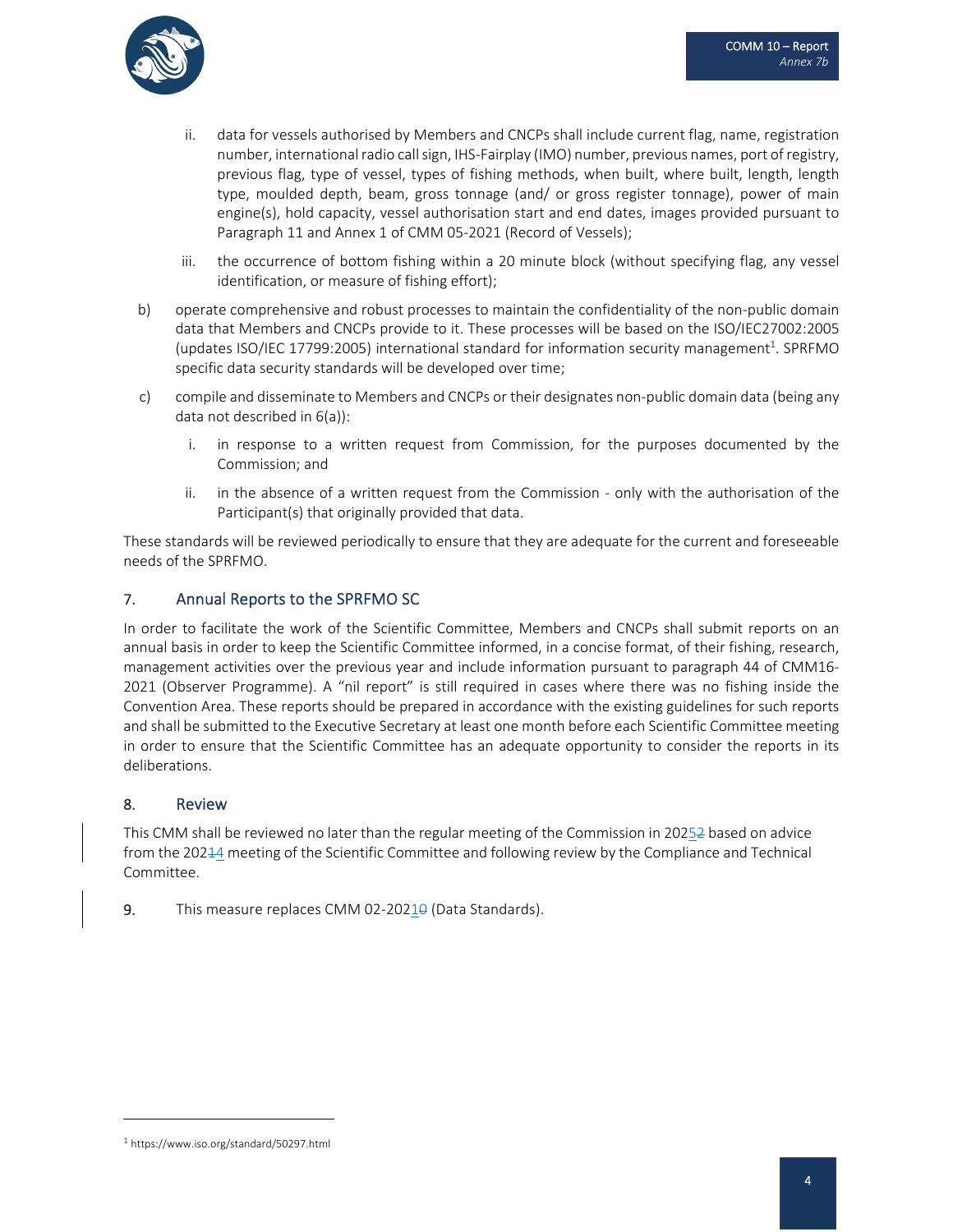ii. data for vessels authorised by Members and CNCPs shall include current flag, name, registration number, international radio call sign, IHS-Fairplay (IMO) number, previous names, port of registry, previous flag, type of vessel, types of fishing methods, when built, where built, length, length type, moulded depth, beam, gross tonnage (and/ or gross register tonnage), power of main engine(s), hold capacity, vessel authorisation start and end dates, images provided pursuant to Paragraph 11 and Annex 1 of CMM 05-2021 (Record of Vessels);

iii. the occurrence of bottom fishing within a 20 minute block (without specifying flag, any vessel identification, or measure of fishing effort);

b) operate comprehensive and robust processes to maintain the confidentiality of the non-public domain data that Members and CNCPs provide to it. These processes will be based on the ISO/IEC27002:2005 (updates ISO/IEC 17799:2005) international standard for information security management[1]. SPRFMO specific data security standards will be developed over time;

c) compile and disseminate to Members and CNCPs or their designates non-public domain data (being any data not described in 6(a)):

i. in response to a written request from Commission, for the purposes documented by the Commission; and

ii. in the absence of a written request from the Commission - only with the authorisation of the Participant(s) that originally provided that data.

These standards will be reviewed periodically to ensure that they are adequate for the current and foreseeable needs of the SPRFMO.

## 7. Annual Reports to the SPRFMO SC

In order to facilitate the work of the Scientific Committee, Members and CNCPs shall submit reports on an annual basis in order to keep the Scientific Committee informed, in a concise format, of their fishing, research, management activities over the previous year and include information pursuant to paragraph 44 of CMM16-2021 (Observer Programme). A "nil report" is still required in cases where there was no fishing inside the Convention Area. These reports should be prepared in accordance with the existing guidelines for such reports and shall be submitted to the Executive Secretary at least one month before each Scientific Committee meeting in order to ensure that the Scientific Committee has an adequate opportunity to consider the reports in its deliberations.

## 8. Review

This CMM shall be reviewed no later than the regular meeting of the Commission in 202~~2~~5 based on advice from the 202~~1~~4 meeting of the Scientific Committee and following review by the Compliance and Technical Committee.

9. This measure replaces CMM 02-202~~0~~1 (Data Standards).

---

[1] https://www.iso.org/standard/50297.html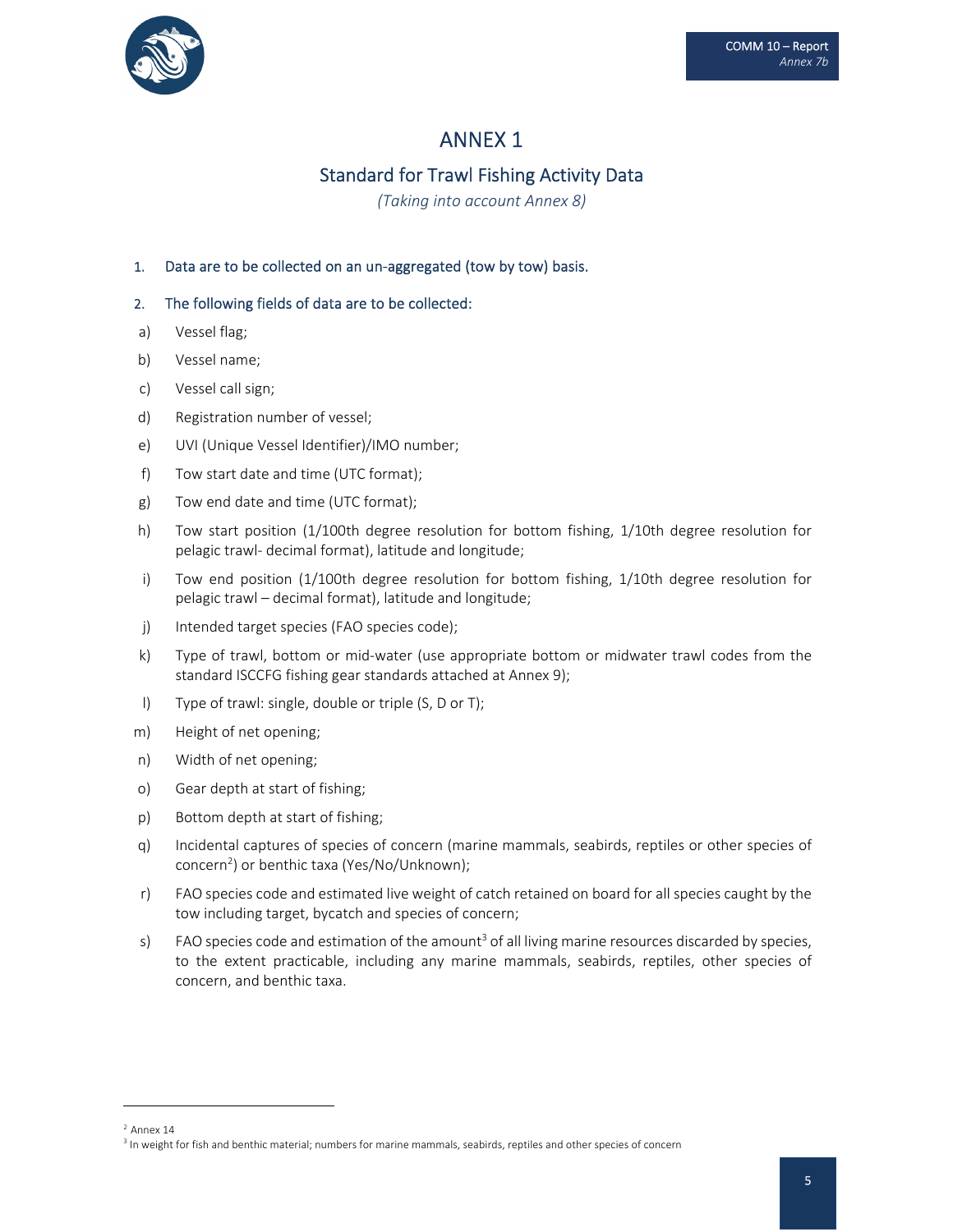# ANNEX 1

## Standard for Trawl Fishing Activity Data

*(Taking into account Annex 8)*

1. Data are to be collected on an un-aggregated (tow by tow) basis.

2. The following fields of data are to be collected:

a) Vessel flag;

b) Vessel name;

c) Vessel call sign;

d) Registration number of vessel;

e) UVI (Unique Vessel Identifier)/IMO number;

f) Tow start date and time (UTC format);

g) Tow end date and time (UTC format);

h) Tow start position (1/100th degree resolution for bottom fishing, 1/10th degree resolution for pelagic trawl- decimal format), latitude and longitude;

i) Tow end position (1/100th degree resolution for bottom fishing, 1/10th degree resolution for pelagic trawl – decimal format), latitude and longitude;

j) Intended target species (FAO species code);

k) Type of trawl, bottom or mid-water (use appropriate bottom or midwater trawl codes from the standard ISCCFG fishing gear standards attached at Annex 9);

l) Type of trawl: single, double or triple (S, D or T);

m) Height of net opening;

n) Width of net opening;

o) Gear depth at start of fishing;

p) Bottom depth at start of fishing;

q) Incidental captures of species of concern (marine mammals, seabirds, reptiles or other species of concern[2]) or benthic taxa (Yes/No/Unknown);

r) FAO species code and estimated live weight of catch retained on board for all species caught by the tow including target, bycatch and species of concern;

s) FAO species code and estimation of the amount[3] of all living marine resources discarded by species, to the extent practicable, including any marine mammals, seabirds, reptiles, other species of concern, and benthic taxa.

---

[2] Annex 14

[3] In weight for fish and benthic material; numbers for marine mammals, seabirds, reptiles and other species of concern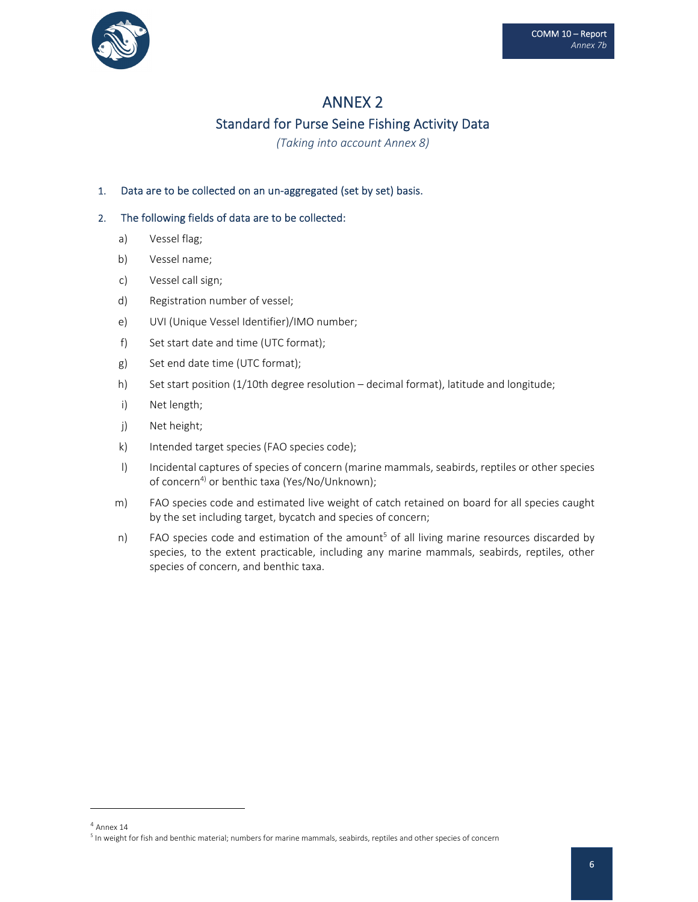# ANNEX 2

## Standard for Purse Seine Fishing Activity Data

*(Taking into account Annex 8)*

1. Data are to be collected on an un-aggregated (set by set) basis.

2. The following fields of data are to be collected:

   a) Vessel flag;

   b) Vessel name;

   c) Vessel call sign;

   d) Registration number of vessel;

   e) UVI (Unique Vessel Identifier)/IMO number;

   f) Set start date and time (UTC format);

   g) Set end date time (UTC format);

   h) Set start position (1/10th degree resolution – decimal format), latitude and longitude;

   i) Net length;

   j) Net height;

   k) Intended target species (FAO species code);

   l) Incidental captures of species of concern (marine mammals, seabirds, reptiles or other species of concern[4)] or benthic taxa (Yes/No/Unknown);

   m) FAO species code and estimated live weight of catch retained on board for all species caught by the set including target, bycatch and species of concern;

   n) FAO species code and estimation of the amount[5] of all living marine resources discarded by species, to the extent practicable, including any marine mammals, seabirds, reptiles, other species of concern, and benthic taxa.

---

[4] Annex 14

[5] In weight for fish and benthic material; numbers for marine mammals, seabirds, reptiles and other species of concern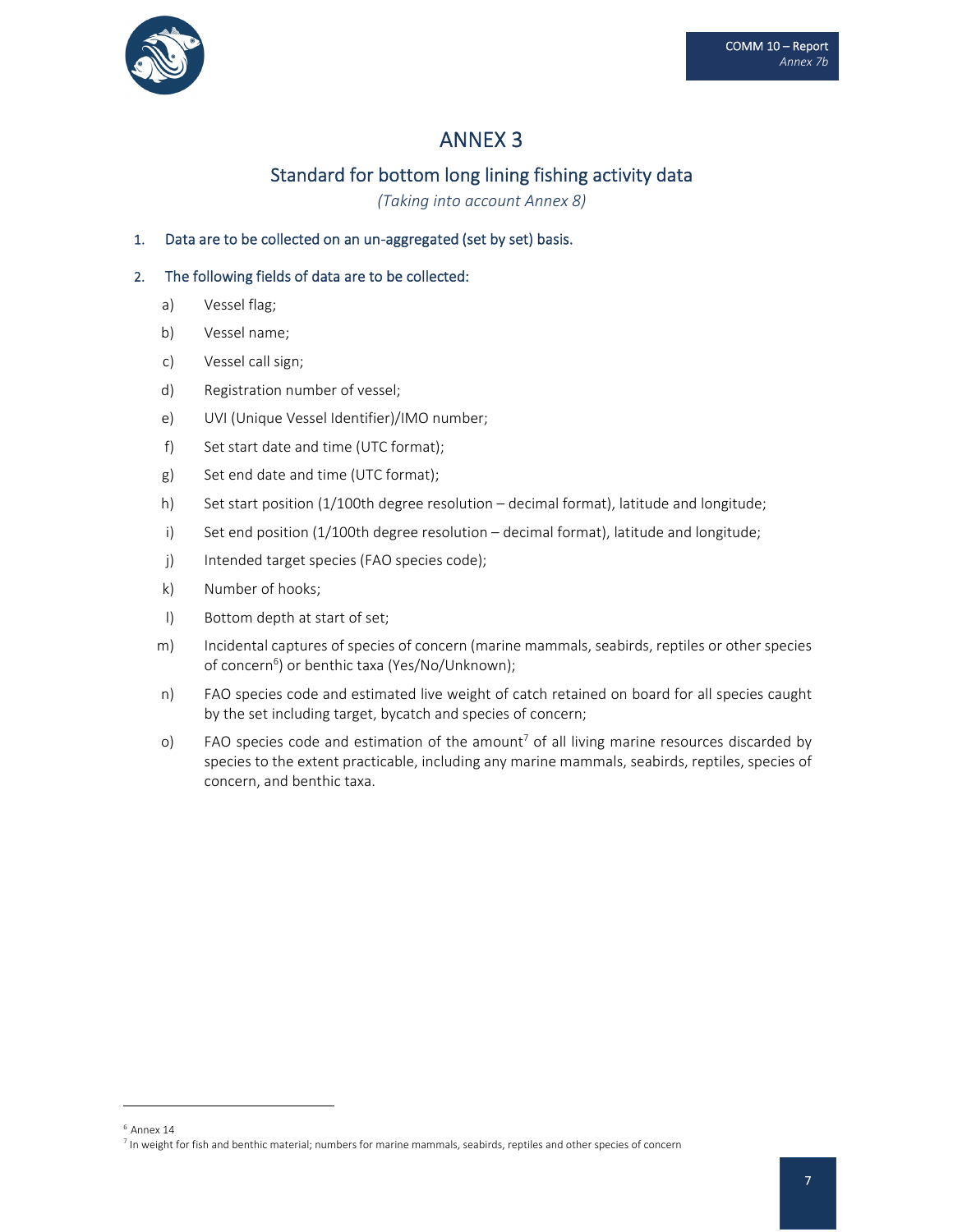# ANNEX 3

## Standard for bottom long lining fishing activity data

*(Taking into account Annex 8)*

1. Data are to be collected on an un-aggregated (set by set) basis.
2. The following fields of data are to be collected:
   - a) Vessel flag;
   - b) Vessel name;
   - c) Vessel call sign;
   - d) Registration number of vessel;
   - e) UVI (Unique Vessel Identifier)/IMO number;
   - f) Set start date and time (UTC format);
   - g) Set end date and time (UTC format);
   - h) Set start position (1/100th degree resolution – decimal format), latitude and longitude;
   - i) Set end position (1/100th degree resolution – decimal format), latitude and longitude;
   - j) Intended target species (FAO species code);
   - k) Number of hooks;
   - l) Bottom depth at start of set;
   - m) Incidental captures of species of concern (marine mammals, seabirds, reptiles or other species of concern[6]) or benthic taxa (Yes/No/Unknown);
   - n) FAO species code and estimated live weight of catch retained on board for all species caught by the set including target, bycatch and species of concern;
   - o) FAO species code and estimation of the amount[7] of all living marine resources discarded by species to the extent practicable, including any marine mammals, seabirds, reptiles, species of concern, and benthic taxa.

[6] Annex 14

[7] In weight for fish and benthic material; numbers for marine mammals, seabirds, reptiles and other species of concern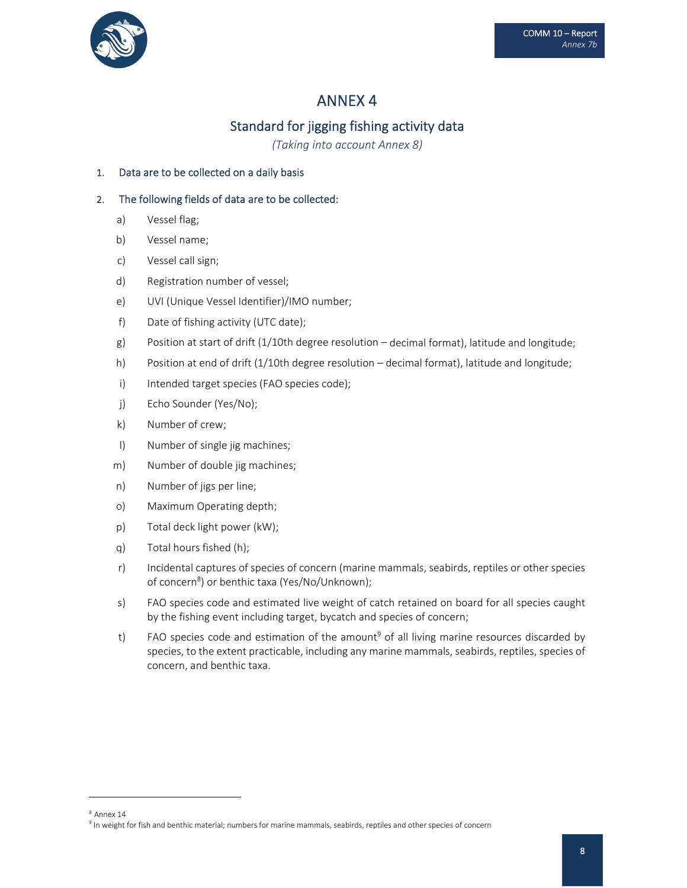# ANNEX 4

## Standard for jigging fishing activity data

*(Taking into account Annex 8)*

1. Data are to be collected on a daily basis

2. The following fields of data are to be collected:

   a) Vessel flag;

   b) Vessel name;

   c) Vessel call sign;

   d) Registration number of vessel;

   e) UVI (Unique Vessel Identifier)/IMO number;

   f) Date of fishing activity (UTC date);

   g) Position at start of drift (1/10th degree resolution – decimal format), latitude and longitude;

   h) Position at end of drift (1/10th degree resolution – decimal format), latitude and longitude;

   i) Intended target species (FAO species code);

   j) Echo Sounder (Yes/No);

   k) Number of crew;

   l) Number of single jig machines;

   m) Number of double jig machines;

   n) Number of jigs per line;

   o) Maximum Operating depth;

   p) Total deck light power (kW);

   q) Total hours fished (h);

   r) Incidental captures of species of concern (marine mammals, seabirds, reptiles or other species of concern[8]) or benthic taxa (Yes/No/Unknown);

   s) FAO species code and estimated live weight of catch retained on board for all species caught by the fishing event including target, bycatch and species of concern;

   t) FAO species code and estimation of the amount[9] of all living marine resources discarded by species, to the extent practicable, including any marine mammals, seabirds, reptiles, species of concern, and benthic taxa.

---

[8] Annex 14

[9] In weight for fish and benthic material; numbers for marine mammals, seabirds, reptiles and other species of concern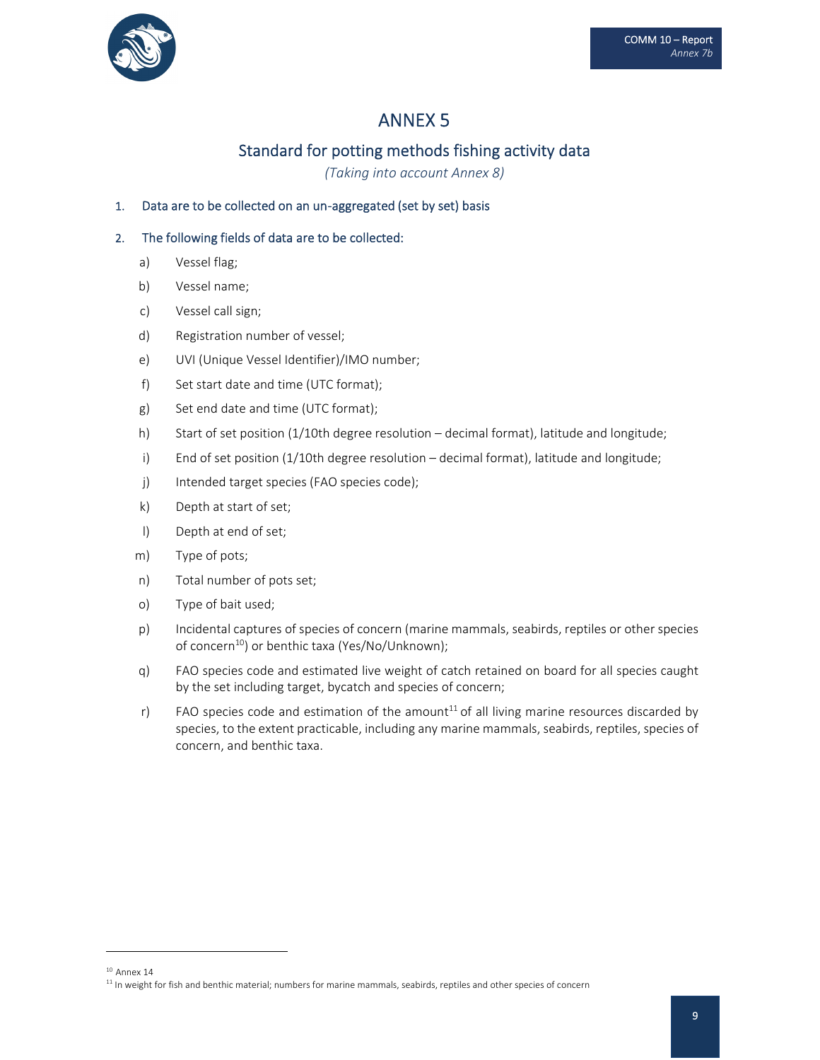# ANNEX 5

## Standard for potting methods fishing activity data

*(Taking into account Annex 8)*

1. Data are to be collected on an un-aggregated (set by set) basis

2. The following fields of data are to be collected:

   a) Vessel flag;

   b) Vessel name;

   c) Vessel call sign;

   d) Registration number of vessel;

   e) UVI (Unique Vessel Identifier)/IMO number;

   f) Set start date and time (UTC format);

   g) Set end date and time (UTC format);

   h) Start of set position (1/10th degree resolution – decimal format), latitude and longitude;

   i) End of set position (1/10th degree resolution – decimal format), latitude and longitude;

   j) Intended target species (FAO species code);

   k) Depth at start of set;

   l) Depth at end of set;

   m) Type of pots;

   n) Total number of pots set;

   o) Type of bait used;

   p) Incidental captures of species of concern (marine mammals, seabirds, reptiles or other species of concern[10]) or benthic taxa (Yes/No/Unknown);

   q) FAO species code and estimated live weight of catch retained on board for all species caught by the set including target, bycatch and species of concern;

   r) FAO species code and estimation of the amount[11] of all living marine resources discarded by species, to the extent practicable, including any marine mammals, seabirds, reptiles, species of concern, and benthic taxa.

---

[10] Annex 14

[11] In weight for fish and benthic material; numbers for marine mammals, seabirds, reptiles and other species of concern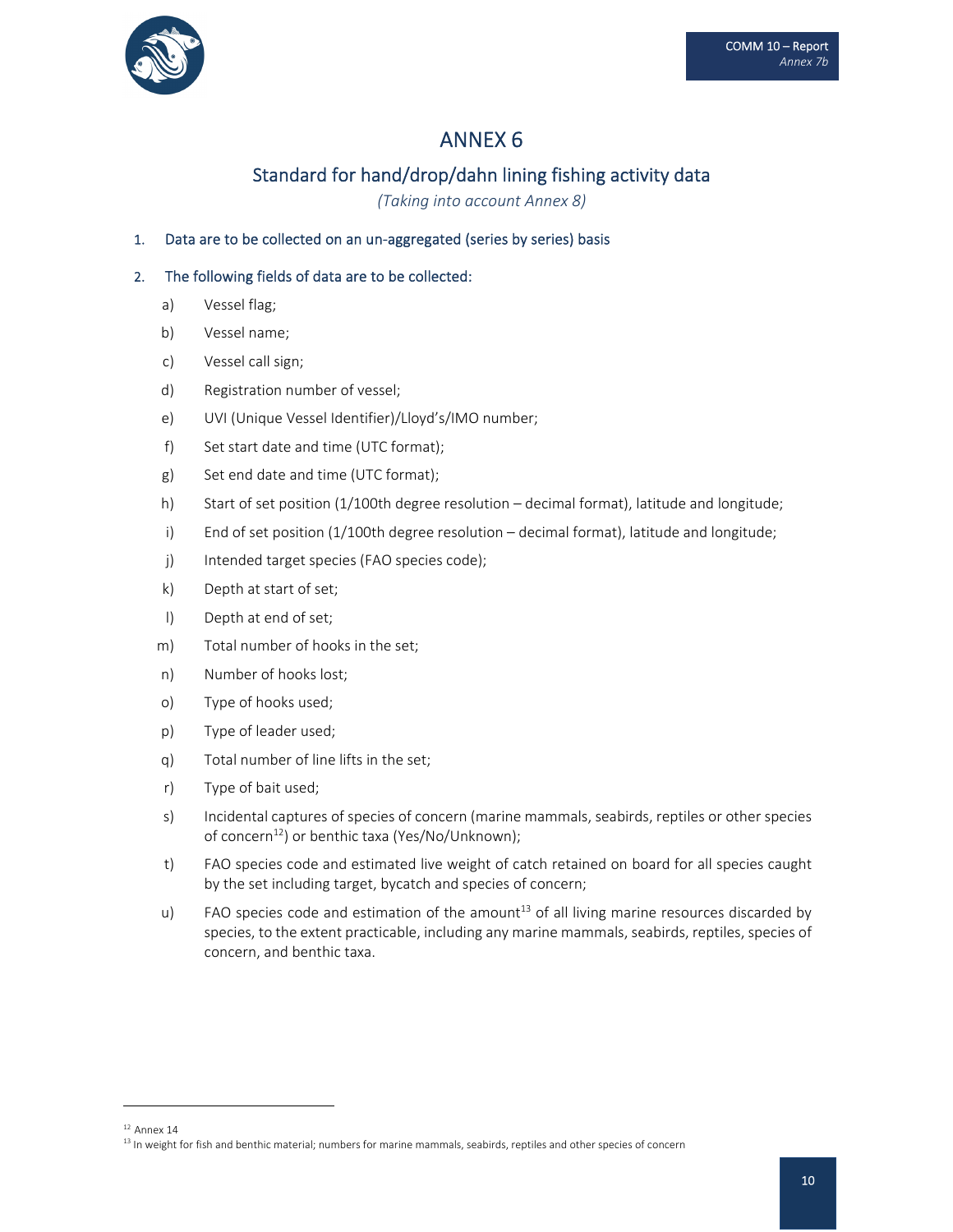# ANNEX 6

## Standard for hand/drop/dahn lining fishing activity data

*(Taking into account Annex 8)*

1. Data are to be collected on an un-aggregated (series by series) basis

2. The following fields of data are to be collected:

   a) Vessel flag;

   b) Vessel name;

   c) Vessel call sign;

   d) Registration number of vessel;

   e) UVI (Unique Vessel Identifier)/Lloyd's/IMO number;

   f) Set start date and time (UTC format);

   g) Set end date and time (UTC format);

   h) Start of set position (1/100th degree resolution – decimal format), latitude and longitude;

   i) End of set position (1/100th degree resolution – decimal format), latitude and longitude;

   j) Intended target species (FAO species code);

   k) Depth at start of set;

   l) Depth at end of set;

   m) Total number of hooks in the set;

   n) Number of hooks lost;

   o) Type of hooks used;

   p) Type of leader used;

   q) Total number of line lifts in the set;

   r) Type of bait used;

   s) Incidental captures of species of concern (marine mammals, seabirds, reptiles or other species of concern[12]) or benthic taxa (Yes/No/Unknown);

   t) FAO species code and estimated live weight of catch retained on board for all species caught by the set including target, bycatch and species of concern;

   u) FAO species code and estimation of the amount[13] of all living marine resources discarded by species, to the extent practicable, including any marine mammals, seabirds, reptiles, species of concern, and benthic taxa.

---

[12] Annex 14

[13] In weight for fish and benthic material; numbers for marine mammals, seabirds, reptiles and other species of concern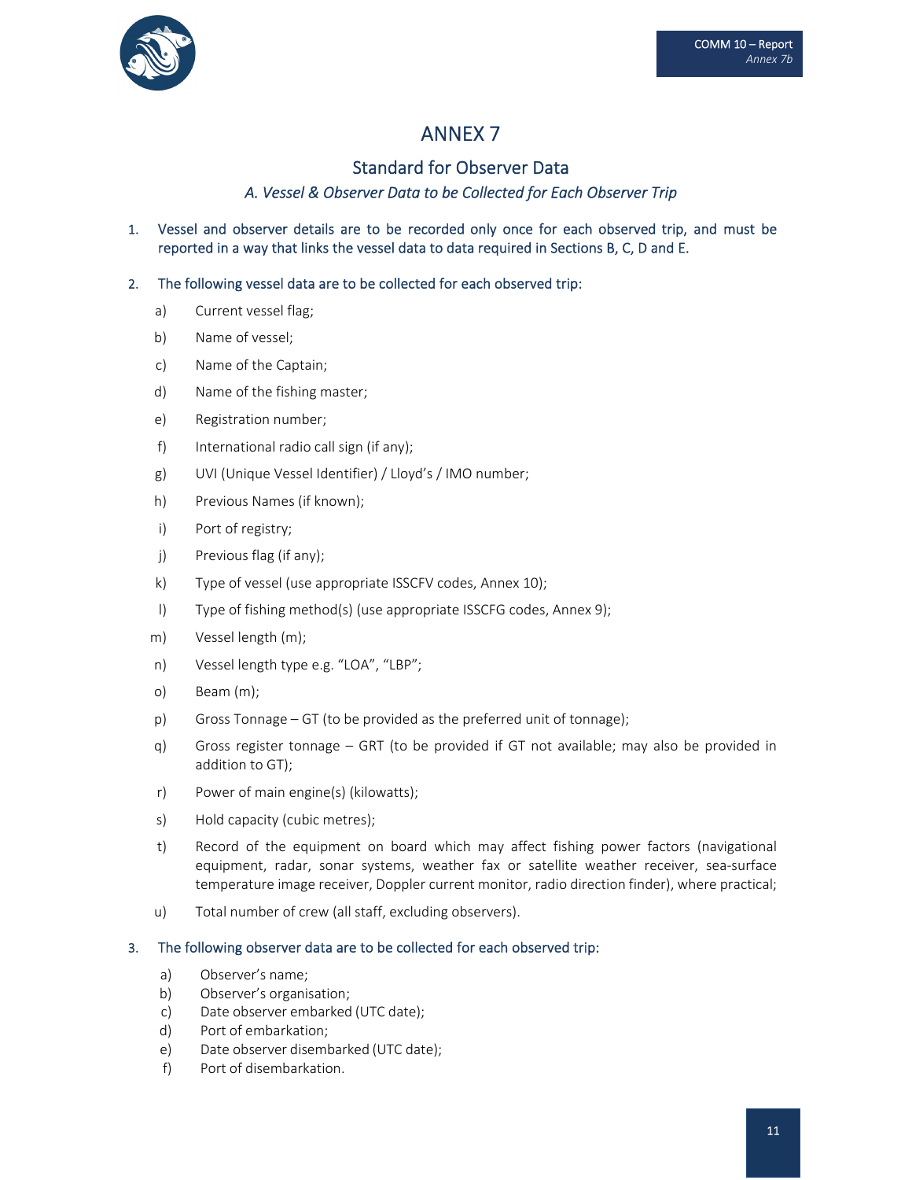# ANNEX 7

## Standard for Observer Data

### *A. Vessel & Observer Data to be Collected for Each Observer Trip*

1. Vessel and observer details are to be recorded only once for each observed trip, and must be reported in a way that links the vessel data to data required in Sections B, C, D and E.

2. The following vessel data are to be collected for each observed trip:

   a) Current vessel flag;

   b) Name of vessel;

   c) Name of the Captain;

   d) Name of the fishing master;

   e) Registration number;

   f) International radio call sign (if any);

   g) UVI (Unique Vessel Identifier) / Lloyd's / IMO number;

   h) Previous Names (if known);

   i) Port of registry;

   j) Previous flag (if any);

   k) Type of vessel (use appropriate ISSCFV codes, Annex 10);

   l) Type of fishing method(s) (use appropriate ISSCFG codes, Annex 9);

   m) Vessel length (m);

   n) Vessel length type e.g. "LOA", "LBP";

   o) Beam (m);

   p) Gross Tonnage – GT (to be provided as the preferred unit of tonnage);

   q) Gross register tonnage – GRT (to be provided if GT not available; may also be provided in addition to GT);

   r) Power of main engine(s) (kilowatts);

   s) Hold capacity (cubic metres);

   t) Record of the equipment on board which may affect fishing power factors (navigational equipment, radar, sonar systems, weather fax or satellite weather receiver, sea-surface temperature image receiver, Doppler current monitor, radio direction finder), where practical;

   u) Total number of crew (all staff, excluding observers).

3. The following observer data are to be collected for each observed trip:

   a) Observer's name;
   b) Observer's organisation;
   c) Date observer embarked (UTC date);
   d) Port of embarkation;
   e) Date observer disembarked (UTC date);
   f) Port of disembarkation.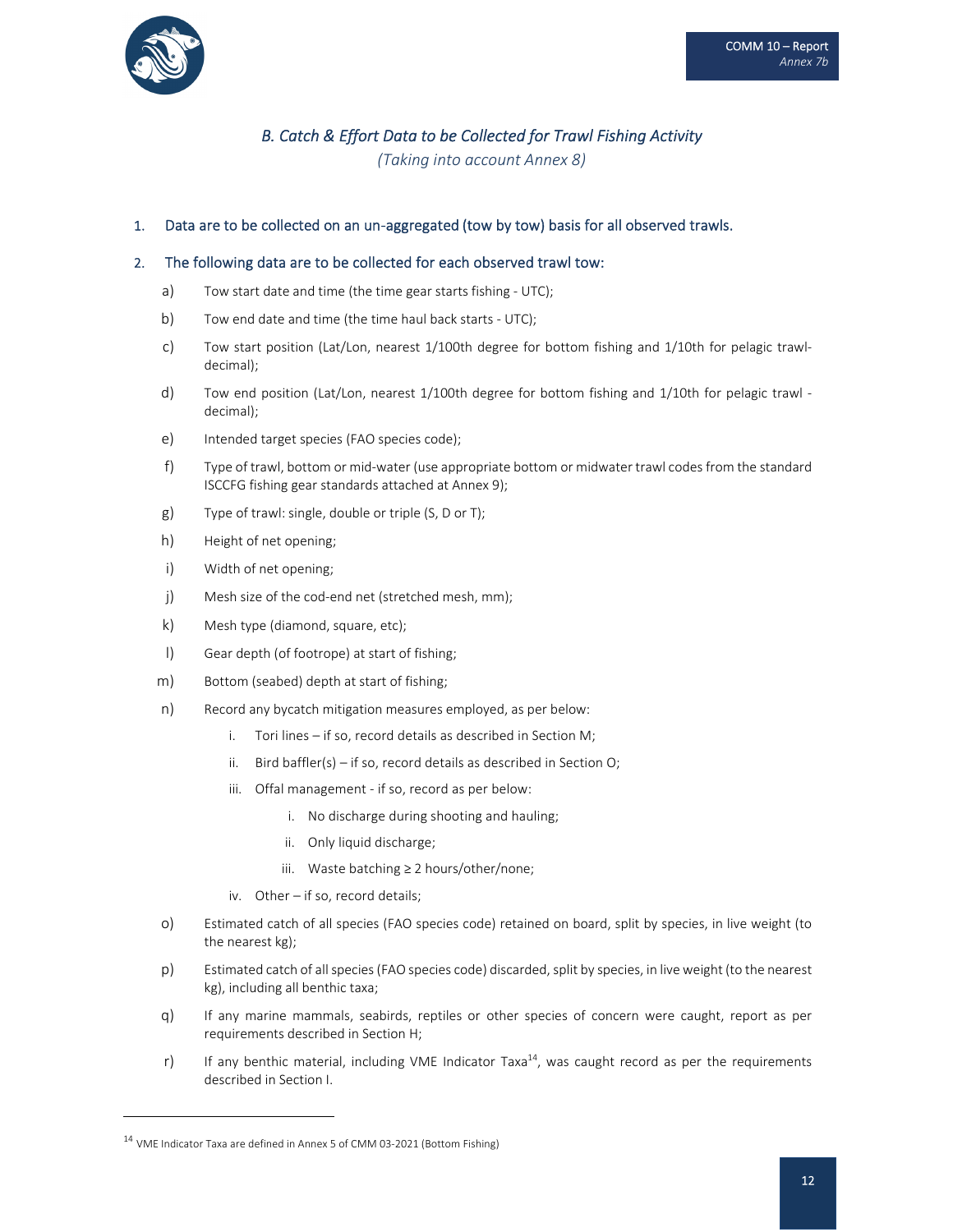## *B. Catch & Effort Data to be Collected for Trawl Fishing Activity*

*(Taking into account Annex 8)*

1. Data are to be collected on an un-aggregated (tow by tow) basis for all observed trawls.

2. The following data are to be collected for each observed trawl tow:

   a) Tow start date and time (the time gear starts fishing - UTC);

   b) Tow end date and time (the time haul back starts - UTC);

   c) Tow start position (Lat/Lon, nearest 1/100th degree for bottom fishing and 1/10th for pelagic trawl-decimal);

   d) Tow end position (Lat/Lon, nearest 1/100th degree for bottom fishing and 1/10th for pelagic trawl - decimal);

   e) Intended target species (FAO species code);

   f) Type of trawl, bottom or mid-water (use appropriate bottom or midwater trawl codes from the standard ISCCFG fishing gear standards attached at Annex 9);

   g) Type of trawl: single, double or triple (S, D or T);

   h) Height of net opening;

   i) Width of net opening;

   j) Mesh size of the cod-end net (stretched mesh, mm);

   k) Mesh type (diamond, square, etc);

   l) Gear depth (of footrope) at start of fishing;

   m) Bottom (seabed) depth at start of fishing;

   n) Record any bycatch mitigation measures employed, as per below:

      i. Tori lines – if so, record details as described in Section M;

      ii. Bird baffler(s) – if so, record details as described in Section O;

      iii. Offal management - if so, record as per below:

         i. No discharge during shooting and hauling;

         ii. Only liquid discharge;

         iii. Waste batching ≥ 2 hours/other/none;

      iv. Other – if so, record details;

   o) Estimated catch of all species (FAO species code) retained on board, split by species, in live weight (to the nearest kg);

   p) Estimated catch of all species (FAO species code) discarded, split by species, in live weight (to the nearest kg), including all benthic taxa;

   q) If any marine mammals, seabirds, reptiles or other species of concern were caught, report as per requirements described in Section H;

   r) If any benthic material, including VME Indicator Taxa[14], was caught record as per the requirements described in Section I.

---

[14] VME Indicator Taxa are defined in Annex 5 of CMM 03-2021 (Bottom Fishing)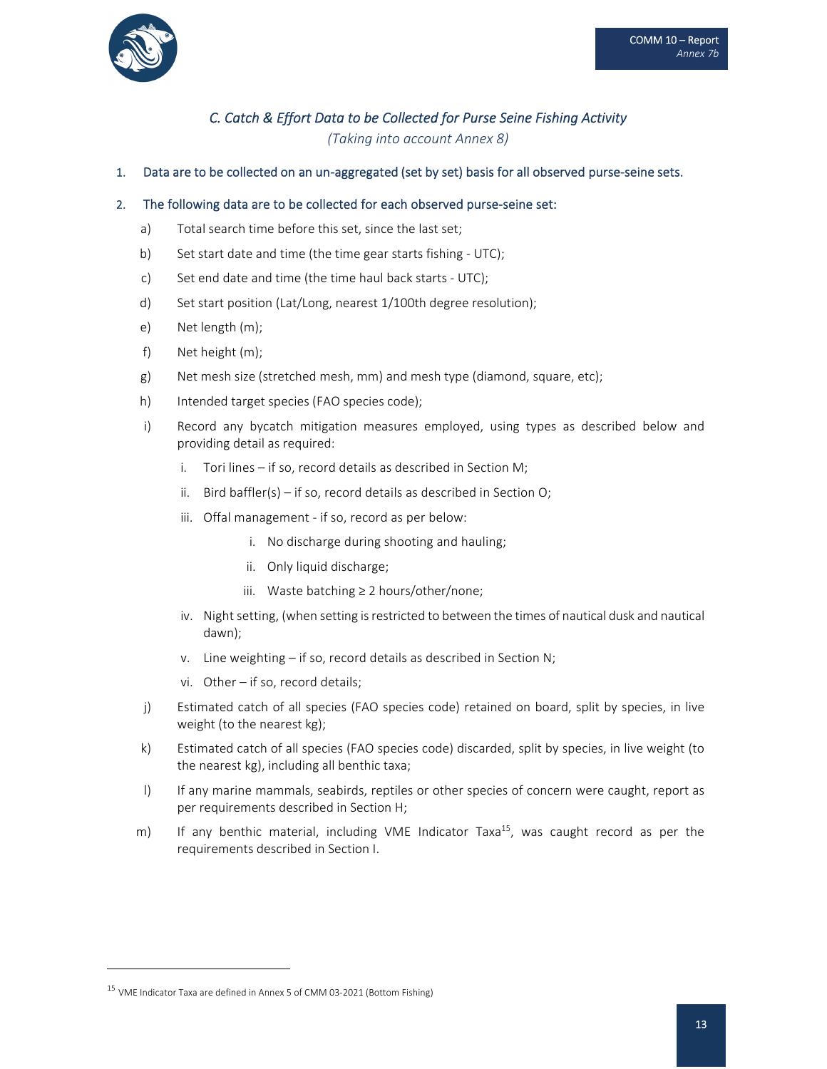### *C. Catch & Effort Data to be Collected for Purse Seine Fishing Activity*

*(Taking into account Annex 8)*

1. Data are to be collected on an un-aggregated (set by set) basis for all observed purse-seine sets.

2. The following data are to be collected for each observed purse-seine set:

   a) Total search time before this set, since the last set;

   b) Set start date and time (the time gear starts fishing - UTC);

   c) Set end date and time (the time haul back starts - UTC);

   d) Set start position (Lat/Long, nearest 1/100th degree resolution);

   e) Net length (m);

   f) Net height (m);

   g) Net mesh size (stretched mesh, mm) and mesh type (diamond, square, etc);

   h) Intended target species (FAO species code);

   i) Record any bycatch mitigation measures employed, using types as described below and providing detail as required:

      i. Tori lines – if so, record details as described in Section M;

      ii. Bird baffler(s) – if so, record details as described in Section O;

      iii. Offal management - if so, record as per below:

         i. No discharge during shooting and hauling;

         ii. Only liquid discharge;

         iii. Waste batching ≥ 2 hours/other/none;

      iv. Night setting, (when setting is restricted to between the times of nautical dusk and nautical dawn);

      v. Line weighting – if so, record details as described in Section N;

      vi. Other – if so, record details;

   j) Estimated catch of all species (FAO species code) retained on board, split by species, in live weight (to the nearest kg);

   k) Estimated catch of all species (FAO species code) discarded, split by species, in live weight (to the nearest kg), including all benthic taxa;

   l) If any marine mammals, seabirds, reptiles or other species of concern were caught, report as per requirements described in Section H;

   m) If any benthic material, including VME Indicator Taxa[15], was caught record as per the requirements described in Section I.

---

[15] VME Indicator Taxa are defined in Annex 5 of CMM 03-2021 (Bottom Fishing)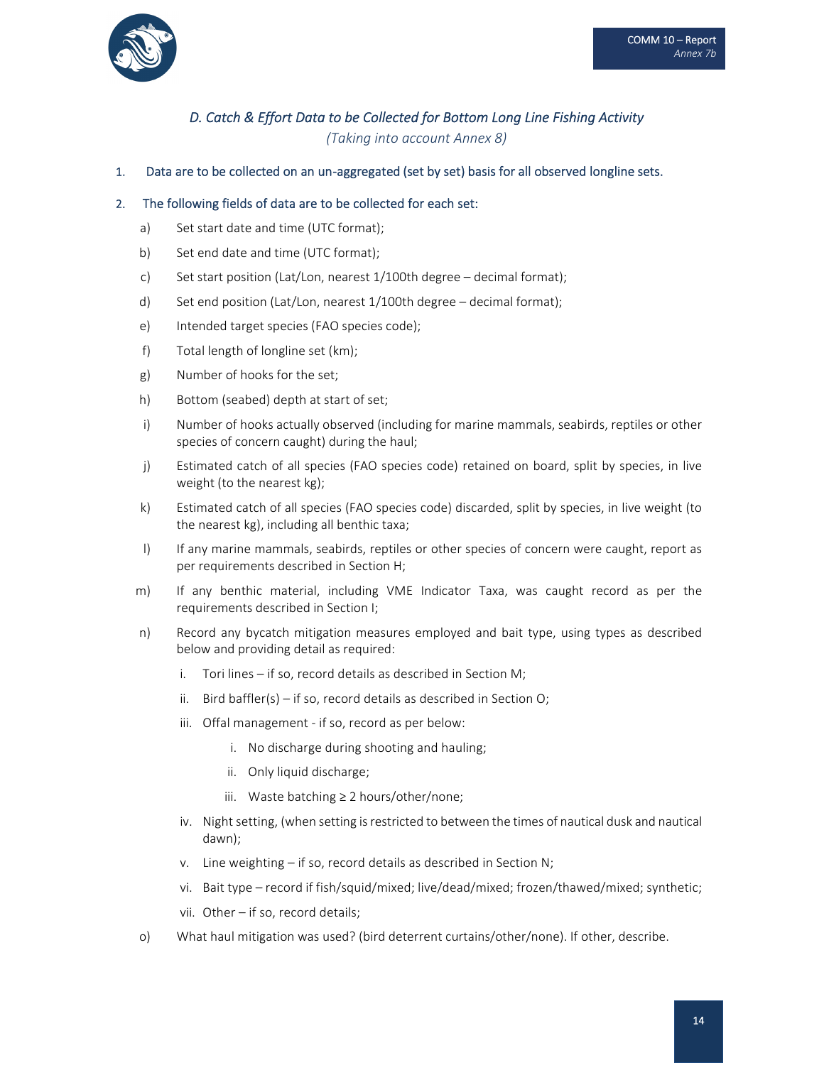## *D. Catch & Effort Data to be Collected for Bottom Long Line Fishing Activity*

*(Taking into account Annex 8)*

1. Data are to be collected on an un-aggregated (set by set) basis for all observed longline sets.

2. The following fields of data are to be collected for each set:

   a) Set start date and time (UTC format);

   b) Set end date and time (UTC format);

   c) Set start position (Lat/Lon, nearest 1/100th degree – decimal format);

   d) Set end position (Lat/Lon, nearest 1/100th degree – decimal format);

   e) Intended target species (FAO species code);

   f) Total length of longline set (km);

   g) Number of hooks for the set;

   h) Bottom (seabed) depth at start of set;

   i) Number of hooks actually observed (including for marine mammals, seabirds, reptiles or other species of concern caught) during the haul;

   j) Estimated catch of all species (FAO species code) retained on board, split by species, in live weight (to the nearest kg);

   k) Estimated catch of all species (FAO species code) discarded, split by species, in live weight (to the nearest kg), including all benthic taxa;

   l) If any marine mammals, seabirds, reptiles or other species of concern were caught, report as per requirements described in Section H;

   m) If any benthic material, including VME Indicator Taxa, was caught record as per the requirements described in Section I;

   n) Record any bycatch mitigation measures employed and bait type, using types as described below and providing detail as required:

      i. Tori lines – if so, record details as described in Section M;

      ii. Bird baffler(s) – if so, record details as described in Section O;

      iii. Offal management - if so, record as per below:

         i. No discharge during shooting and hauling;

         ii. Only liquid discharge;

         iii. Waste batching ≥ 2 hours/other/none;

      iv. Night setting, (when setting is restricted to between the times of nautical dusk and nautical dawn);

      v. Line weighting – if so, record details as described in Section N;

      vi. Bait type – record if fish/squid/mixed; live/dead/mixed; frozen/thawed/mixed; synthetic;

      vii. Other – if so, record details;

   o) What haul mitigation was used? (bird deterrent curtains/other/none). If other, describe.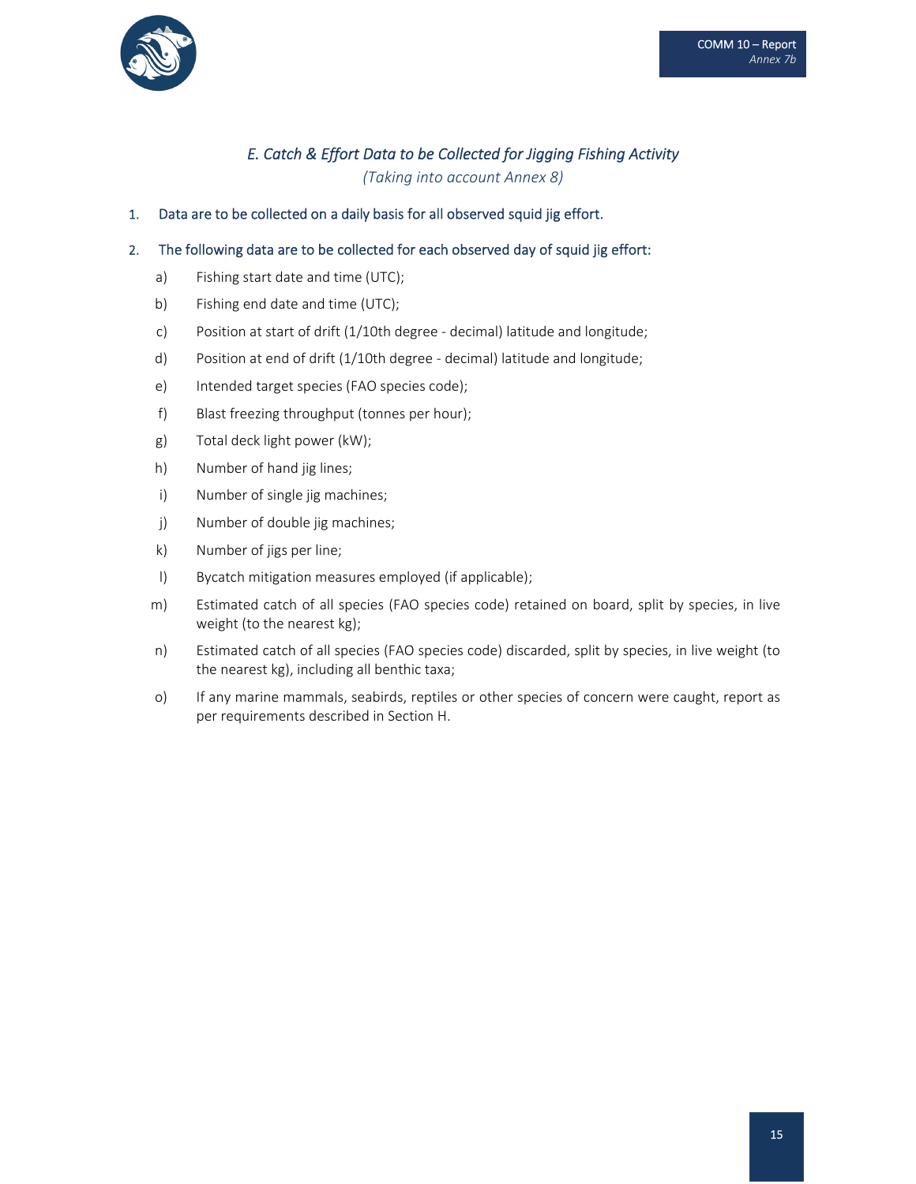## *E. Catch & Effort Data to be Collected for Jigging Fishing Activity*

*(Taking into account Annex 8)*

1. Data are to be collected on a daily basis for all observed squid jig effort.
2. The following data are to be collected for each observed day of squid jig effort:
   a) Fishing start date and time (UTC);
   b) Fishing end date and time (UTC);
   c) Position at start of drift (1/10th degree - decimal) latitude and longitude;
   d) Position at end of drift (1/10th degree - decimal) latitude and longitude;
   e) Intended target species (FAO species code);
   f) Blast freezing throughput (tonnes per hour);
   g) Total deck light power (kW);
   h) Number of hand jig lines;
   i) Number of single jig machines;
   j) Number of double jig machines;
   k) Number of jigs per line;
   l) Bycatch mitigation measures employed (if applicable);
   m) Estimated catch of all species (FAO species code) retained on board, split by species, in live weight (to the nearest kg);
   n) Estimated catch of all species (FAO species code) discarded, split by species, in live weight (to the nearest kg), including all benthic taxa;
   o) If any marine mammals, seabirds, reptiles or other species of concern were caught, report as per requirements described in Section H.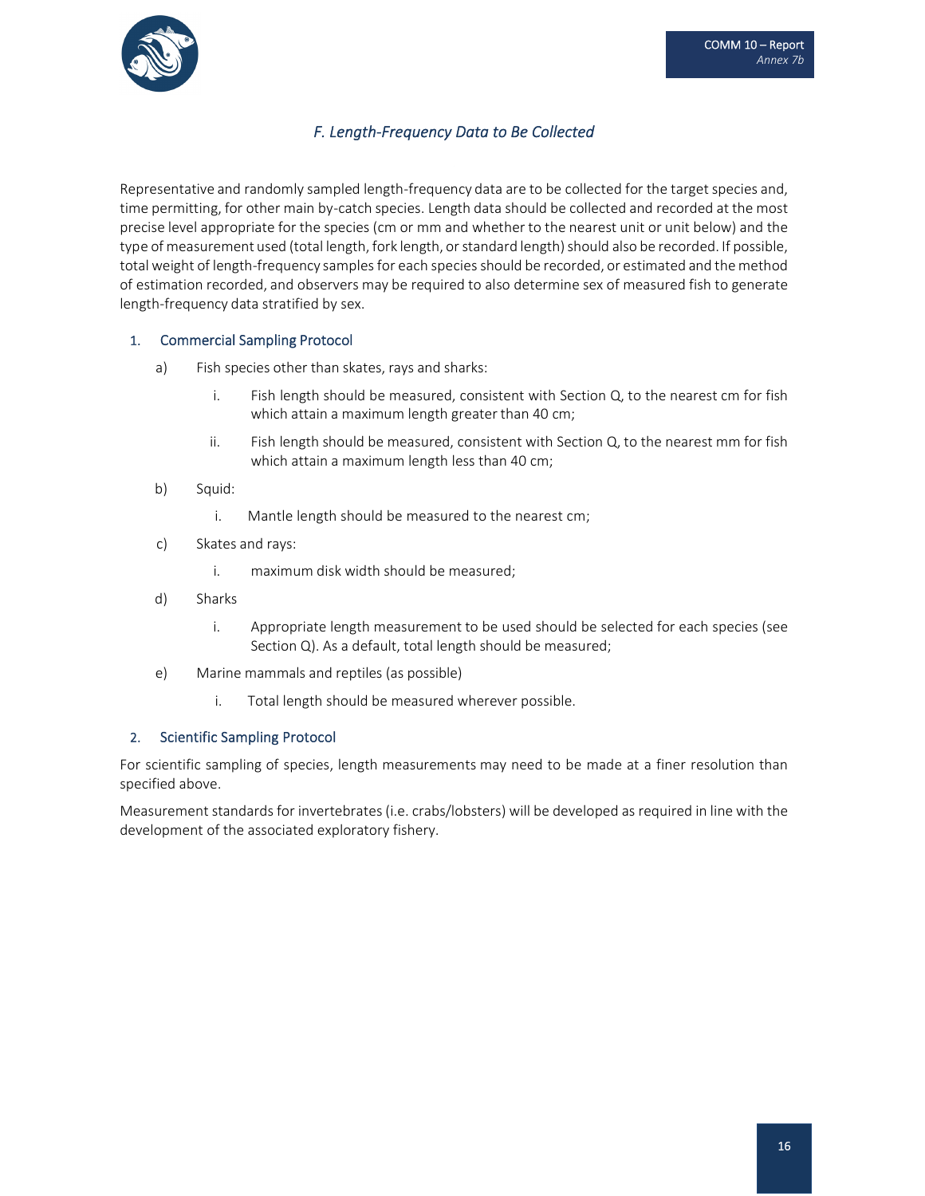## *F. Length-Frequency Data to Be Collected*

Representative and randomly sampled length-frequency data are to be collected for the target species and, time permitting, for other main by-catch species. Length data should be collected and recorded at the most precise level appropriate for the species (cm or mm and whether to the nearest unit or unit below) and the type of measurement used (total length, fork length, or standard length) should also be recorded. If possible, total weight of length-frequency samples for each species should be recorded, or estimated and the method of estimation recorded, and observers may be required to also determine sex of measured fish to generate length-frequency data stratified by sex.

### 1. Commercial Sampling Protocol

a) Fish species other than skates, rays and sharks:

   i. Fish length should be measured, consistent with Section Q, to the nearest cm for fish which attain a maximum length greater than 40 cm;

   ii. Fish length should be measured, consistent with Section Q, to the nearest mm for fish which attain a maximum length less than 40 cm;

b) Squid:

   i. Mantle length should be measured to the nearest cm;

c) Skates and rays:

   i. maximum disk width should be measured;

d) Sharks

   i. Appropriate length measurement to be used should be selected for each species (see Section Q). As a default, total length should be measured;

e) Marine mammals and reptiles (as possible)

   i. Total length should be measured wherever possible.

### 2. Scientific Sampling Protocol

For scientific sampling of species, length measurements may need to be made at a finer resolution than specified above.

Measurement standards for invertebrates (i.e. crabs/lobsters) will be developed as required in line with the development of the associated exploratory fishery.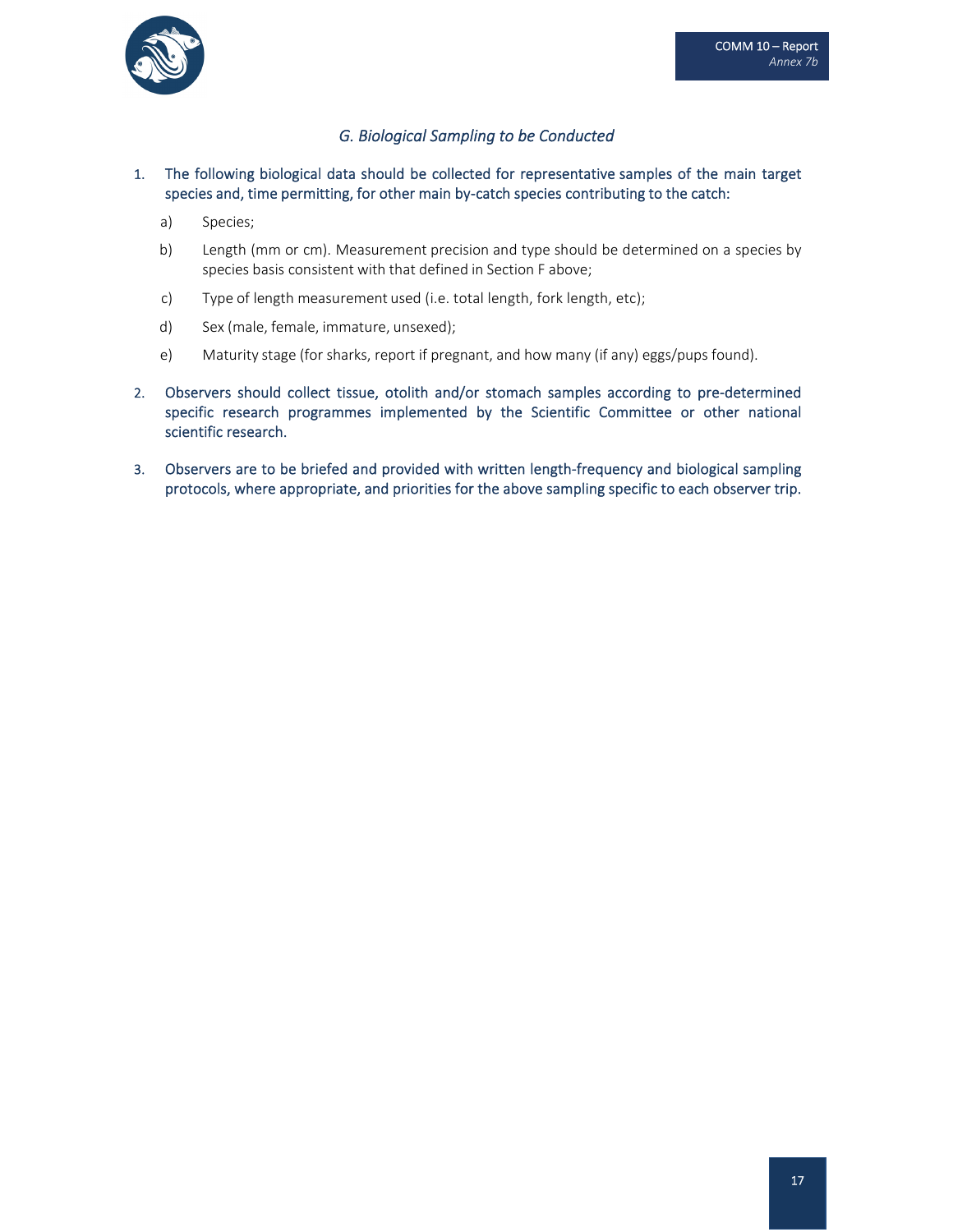### *G. Biological Sampling to be Conducted*

1. The following biological data should be collected for representative samples of the main target species and, time permitting, for other main by-catch species contributing to the catch:
   - a) Species;
   - b) Length (mm or cm). Measurement precision and type should be determined on a species by species basis consistent with that defined in Section F above;
   - c) Type of length measurement used (i.e. total length, fork length, etc);
   - d) Sex (male, female, immature, unsexed);
   - e) Maturity stage (for sharks, report if pregnant, and how many (if any) eggs/pups found).
2. Observers should collect tissue, otolith and/or stomach samples according to pre-determined specific research programmes implemented by the Scientific Committee or other national scientific research.
3. Observers are to be briefed and provided with written length-frequency and biological sampling protocols, where appropriate, and priorities for the above sampling specific to each observer trip.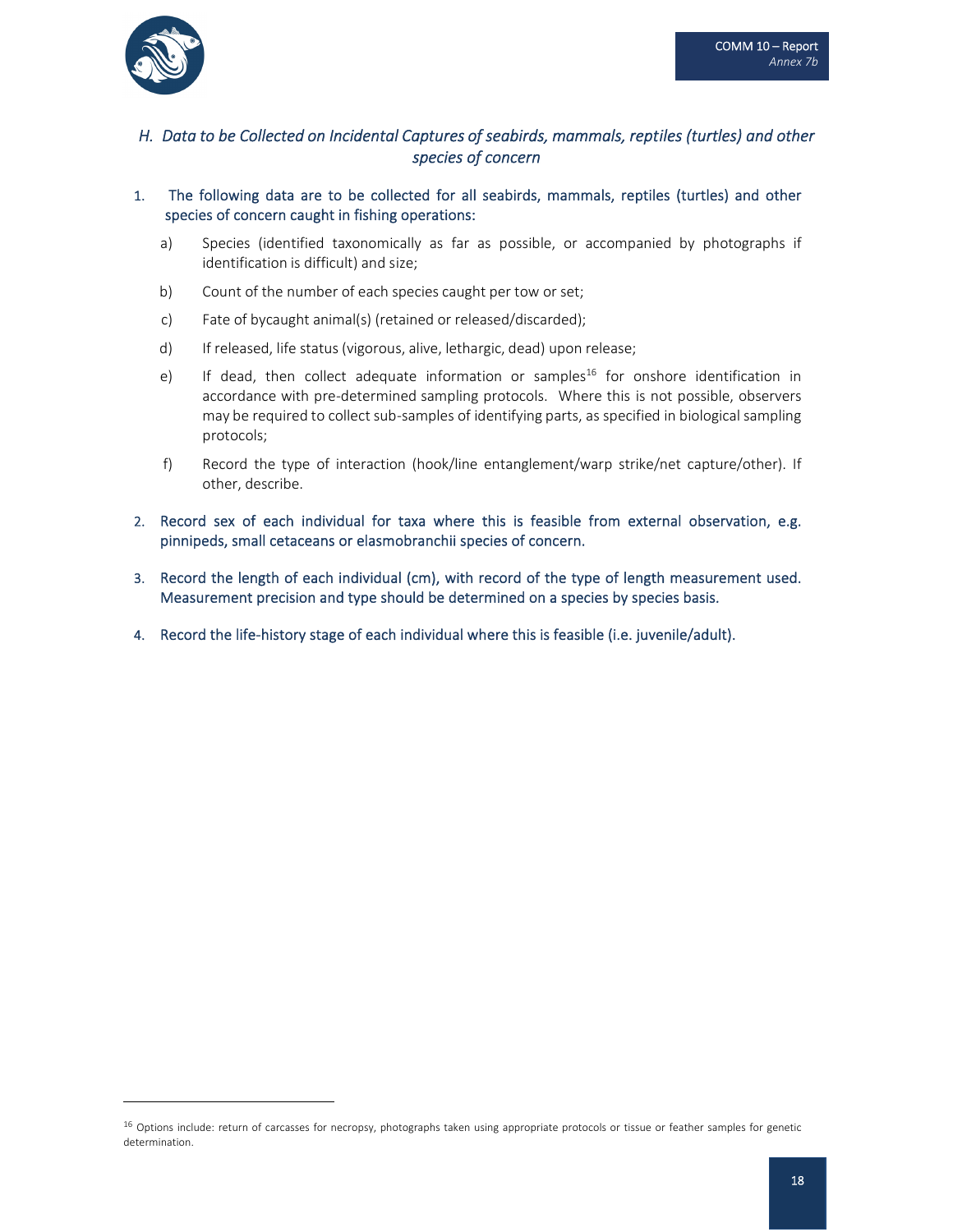## *H. Data to be Collected on Incidental Captures of seabirds, mammals, reptiles (turtles) and other species of concern*

1. The following data are to be collected for all seabirds, mammals, reptiles (turtles) and other species of concern caught in fishing operations:

    a) Species (identified taxonomically as far as possible, or accompanied by photographs if identification is difficult) and size;

    b) Count of the number of each species caught per tow or set;

    c) Fate of bycaught animal(s) (retained or released/discarded);

    d) If released, life status (vigorous, alive, lethargic, dead) upon release;

    e) If dead, then collect adequate information or samples[16] for onshore identification in accordance with pre-determined sampling protocols. Where this is not possible, observers may be required to collect sub-samples of identifying parts, as specified in biological sampling protocols;

    f) Record the type of interaction (hook/line entanglement/warp strike/net capture/other). If other, describe.

2. Record sex of each individual for taxa where this is feasible from external observation, e.g. pinnipeds, small cetaceans or elasmobranchii species of concern.

3. Record the length of each individual (cm), with record of the type of length measurement used. Measurement precision and type should be determined on a species by species basis.

4. Record the life-history stage of each individual where this is feasible (i.e. juvenile/adult).

---

[16] Options include: return of carcasses for necropsy, photographs taken using appropriate protocols or tissue or feather samples for genetic determination.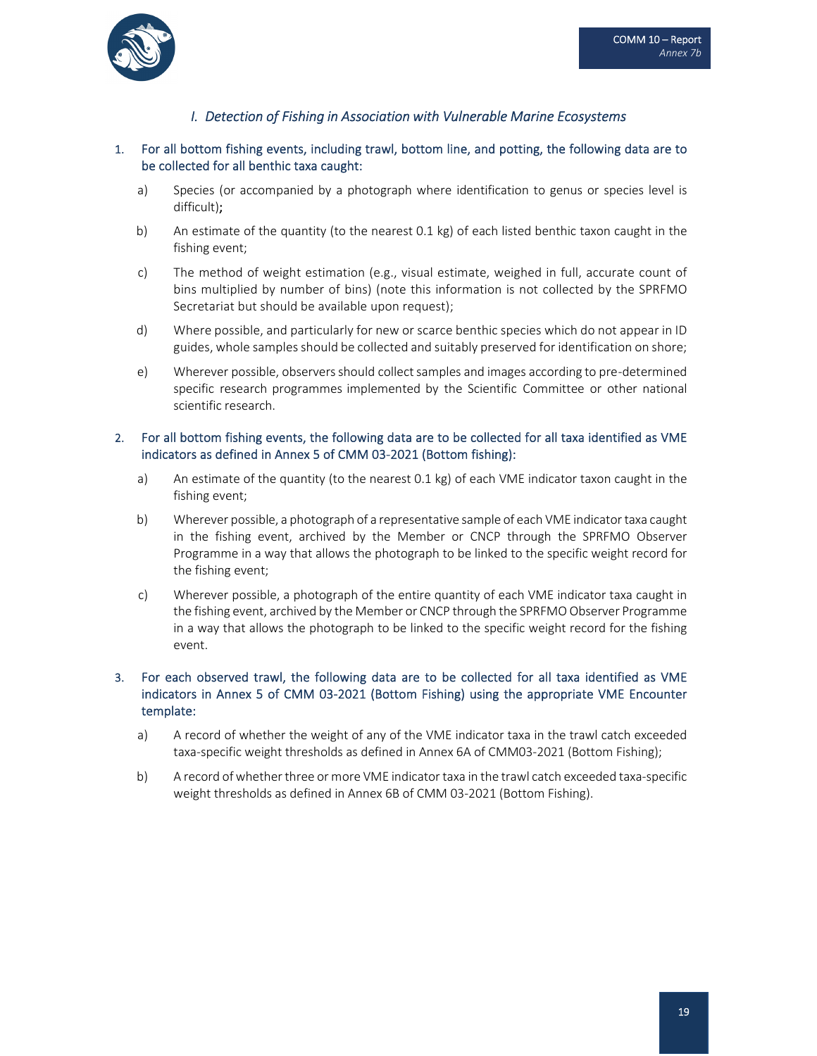## *I. Detection of Fishing in Association with Vulnerable Marine Ecosystems*

1. For all bottom fishing events, including trawl, bottom line, and potting, the following data are to be collected for all benthic taxa caught:

   a) Species (or accompanied by a photograph where identification to genus or species level is difficult);

   b) An estimate of the quantity (to the nearest 0.1 kg) of each listed benthic taxon caught in the fishing event;

   c) The method of weight estimation (e.g., visual estimate, weighed in full, accurate count of bins multiplied by number of bins) (note this information is not collected by the SPRFMO Secretariat but should be available upon request);

   d) Where possible, and particularly for new or scarce benthic species which do not appear in ID guides, whole samples should be collected and suitably preserved for identification on shore;

   e) Wherever possible, observers should collect samples and images according to pre-determined specific research programmes implemented by the Scientific Committee or other national scientific research.

2. For all bottom fishing events, the following data are to be collected for all taxa identified as VME indicators as defined in Annex 5 of CMM 03-2021 (Bottom fishing):

   a) An estimate of the quantity (to the nearest 0.1 kg) of each VME indicator taxon caught in the fishing event;

   b) Wherever possible, a photograph of a representative sample of each VME indicator taxa caught in the fishing event, archived by the Member or CNCP through the SPRFMO Observer Programme in a way that allows the photograph to be linked to the specific weight record for the fishing event;

   c) Wherever possible, a photograph of the entire quantity of each VME indicator taxa caught in the fishing event, archived by the Member or CNCP through the SPRFMO Observer Programme in a way that allows the photograph to be linked to the specific weight record for the fishing event.

3. For each observed trawl, the following data are to be collected for all taxa identified as VME indicators in Annex 5 of CMM 03-2021 (Bottom Fishing) using the appropriate VME Encounter template:

   a) A record of whether the weight of any of the VME indicator taxa in the trawl catch exceeded taxa-specific weight thresholds as defined in Annex 6A of CMM03-2021 (Bottom Fishing);

   b) A record of whether three or more VME indicator taxa in the trawl catch exceeded taxa-specific weight thresholds as defined in Annex 6B of CMM 03-2021 (Bottom Fishing).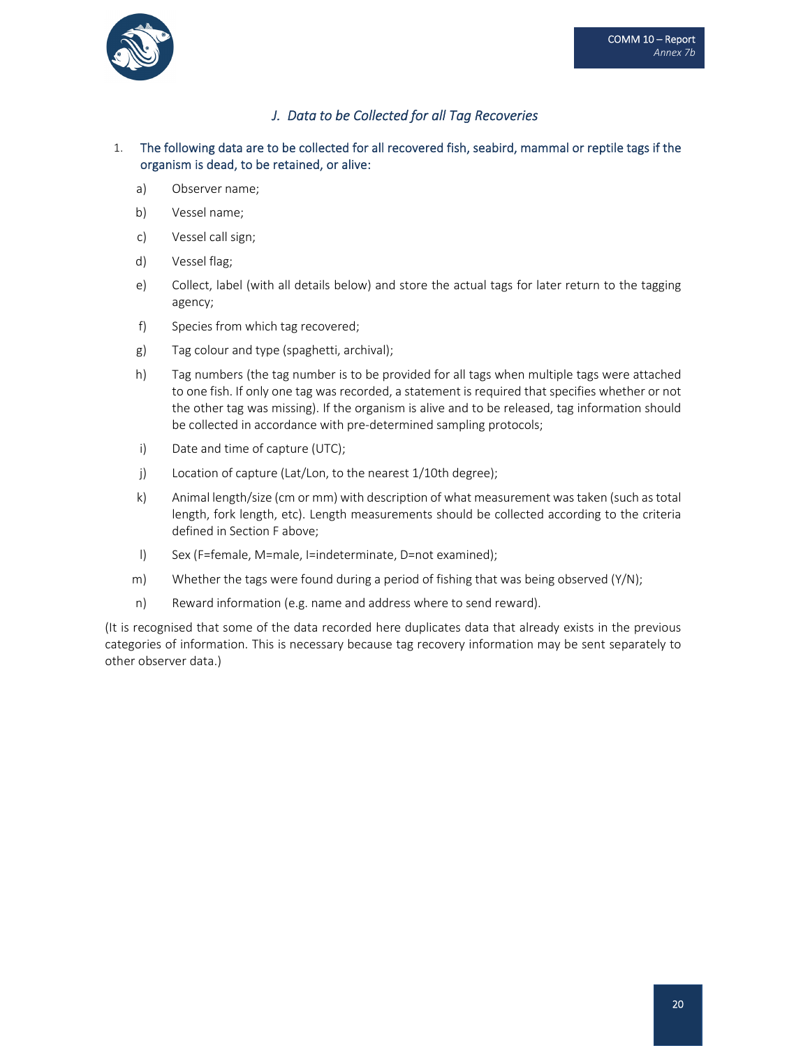### *J. Data to be Collected for all Tag Recoveries*

1. The following data are to be collected for all recovered fish, seabird, mammal or reptile tags if the organism is dead, to be retained, or alive:

   a) Observer name;

   b) Vessel name;

   c) Vessel call sign;

   d) Vessel flag;

   e) Collect, label (with all details below) and store the actual tags for later return to the tagging agency;

   f) Species from which tag recovered;

   g) Tag colour and type (spaghetti, archival);

   h) Tag numbers (the tag number is to be provided for all tags when multiple tags were attached to one fish. If only one tag was recorded, a statement is required that specifies whether or not the other tag was missing). If the organism is alive and to be released, tag information should be collected in accordance with pre-determined sampling protocols;

   i) Date and time of capture (UTC);

   j) Location of capture (Lat/Lon, to the nearest 1/10th degree);

   k) Animal length/size (cm or mm) with description of what measurement was taken (such as total length, fork length, etc). Length measurements should be collected according to the criteria defined in Section F above;

   l) Sex (F=female, M=male, I=indeterminate, D=not examined);

   m) Whether the tags were found during a period of fishing that was being observed (Y/N);

   n) Reward information (e.g. name and address where to send reward).

(It is recognised that some of the data recorded here duplicates data that already exists in the previous categories of information. This is necessary because tag recovery information may be sent separately to other observer data.)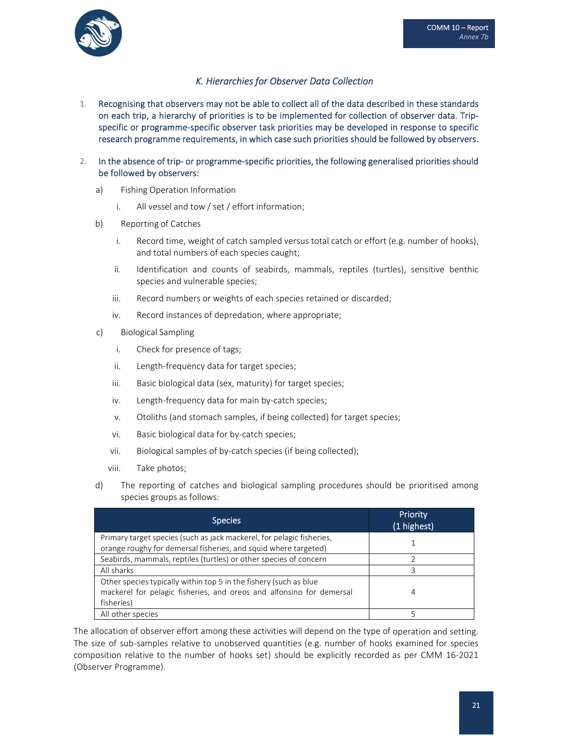### *K. Hierarchies for Observer Data Collection*

1. Recognising that observers may not be able to collect all of the data described in these standards on each trip, a hierarchy of priorities is to be implemented for collection of observer data. Trip-specific or programme-specific observer task priorities may be developed in response to specific research programme requirements, in which case such priorities should be followed by observers.

2. In the absence of trip- or programme-specific priorities, the following generalised priorities should be followed by observers:

   a) Fishing Operation Information

      i. All vessel and tow / set / effort information;

   b) Reporting of Catches

      i. Record time, weight of catch sampled versus total catch or effort (e.g. number of hooks), and total numbers of each species caught;

      ii. Identification and counts of seabirds, mammals, reptiles (turtles), sensitive benthic species and vulnerable species;

      iii. Record numbers or weights of each species retained or discarded;

      iv. Record instances of depredation, where appropriate;

   c) Biological Sampling

      i. Check for presence of tags;

      ii. Length-frequency data for target species;

      iii. Basic biological data (sex, maturity) for target species;

      iv. Length-frequency data for main by-catch species;

      v. Otoliths (and stomach samples, if being collected) for target species;

      vi. Basic biological data for by-catch species;

      vii. Biological samples of by-catch species (if being collected);

      viii. Take photos;

   d) The reporting of catches and biological sampling procedures should be prioritised among species groups as follows:

| Species | Priority (1 highest) |
|---|---|
| Primary target species (such as jack mackerel, for pelagic fisheries, orange roughy for demersal fisheries, and squid where targeted) | 1 |
| Seabirds, mammals, reptiles (turtles) or other species of concern | 2 |
| All sharks | 3 |
| Other species typically within top 5 in the fishery (such as blue mackerel for pelagic fisheries, and oreos and alfonsino for demersal fisheries) | 4 |
| All other species | 5 |

The allocation of observer effort among these activities will depend on the type of operation and setting. The size of sub-samples relative to unobserved quantities (e.g. number of hooks examined for species composition relative to the number of hooks set) should be explicitly recorded as per CMM 16-2021 (Observer Programme).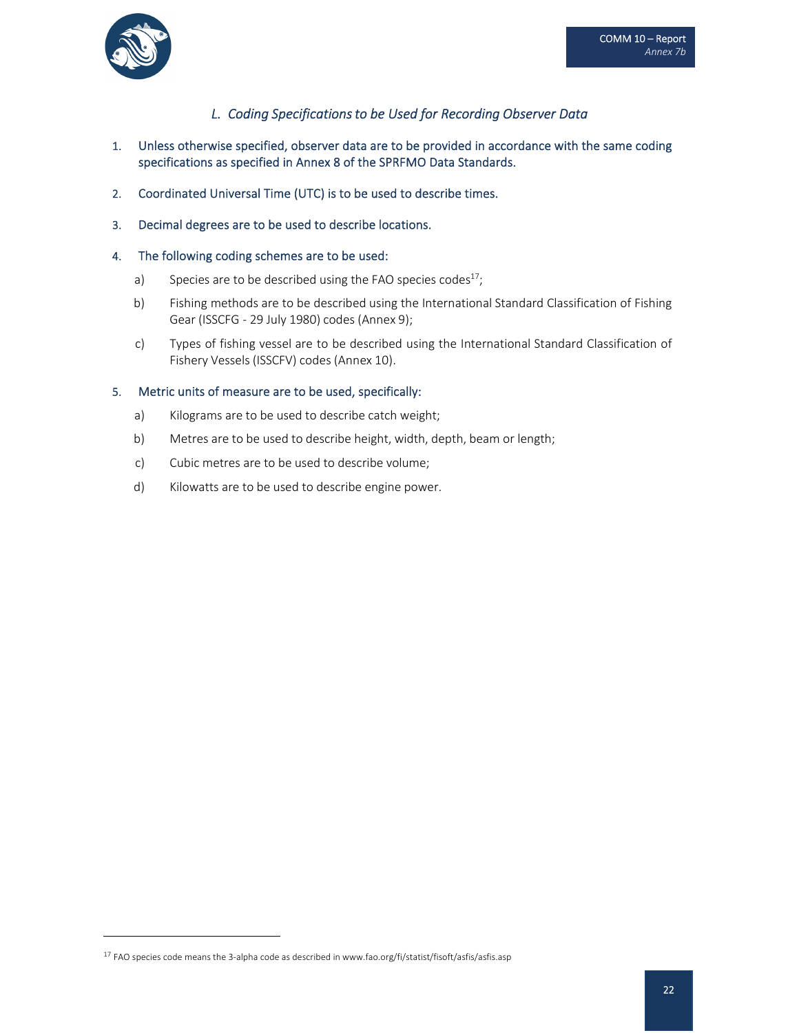### *L. Coding Specifications to be Used for Recording Observer Data*

1. Unless otherwise specified, observer data are to be provided in accordance with the same coding specifications as specified in Annex 8 of the SPRFMO Data Standards.

2. Coordinated Universal Time (UTC) is to be used to describe times.

3. Decimal degrees are to be used to describe locations.

4. The following coding schemes are to be used:

   a) Species are to be described using the FAO species codes[17];

   b) Fishing methods are to be described using the International Standard Classification of Fishing Gear (ISSCFG - 29 July 1980) codes (Annex 9);

   c) Types of fishing vessel are to be described using the International Standard Classification of Fishery Vessels (ISSCFV) codes (Annex 10).

5. Metric units of measure are to be used, specifically:

   a) Kilograms are to be used to describe catch weight;

   b) Metres are to be used to describe height, width, depth, beam or length;

   c) Cubic metres are to be used to describe volume;

   d) Kilowatts are to be used to describe engine power.

---

[17] FAO species code means the 3-alpha code as described in www.fao.org/fi/statist/fisoft/asfis/asfis.asp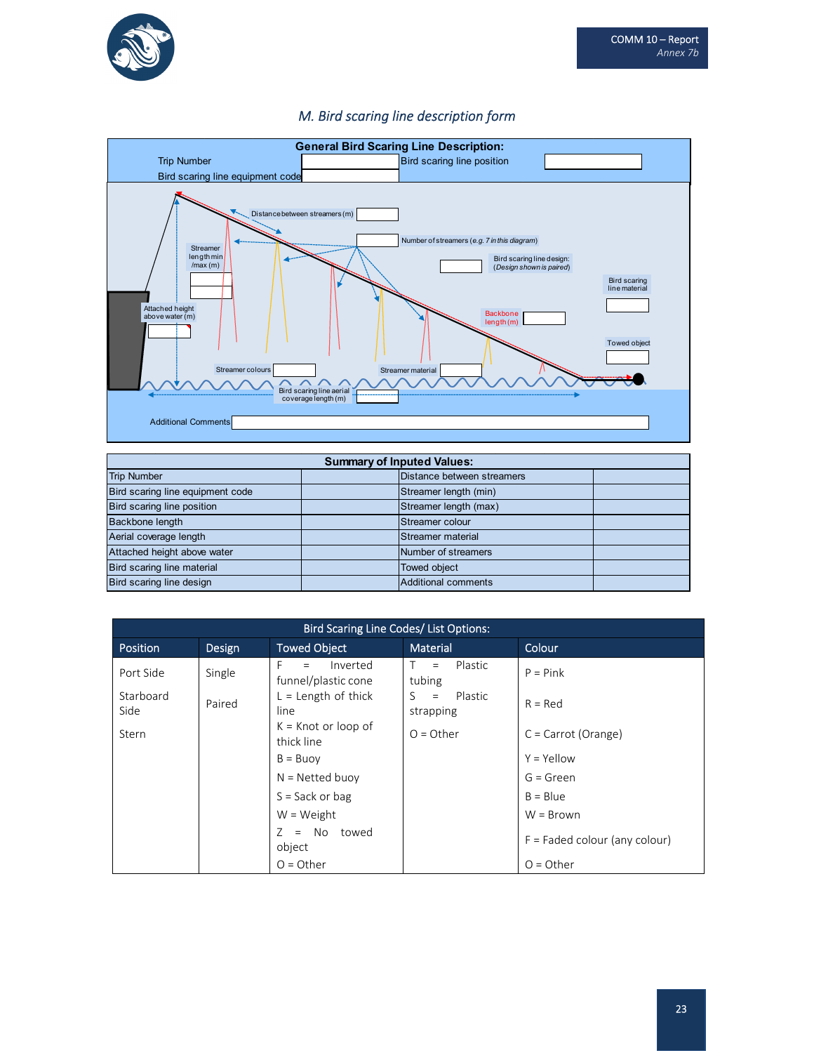## *M. Bird scaring line description form*

**General Bird Scaring Line Description:**

Trip Number

Bird scaring line equipment code

Bird scaring line position

Distance between streamers (m)

Number of streamers (*e.g. 7 in this diagram*)

Streamer length min /max (m)

Bird scaring line design: (*Design shown is paired*)

Bird scaring line material

Attached height above water (m)

Backbone length (m)

Towed object

Streamer colours

Streamer material

Bird scaring line aerial coverage length (m)

Additional Comments

| **Summary of Inputed Values:** | | | |
|---|---|---|---|
| Trip Number | | Distance between streamers | |
| Bird scaring line equipment code | | Streamer length (min) | |
| Bird scaring line position | | Streamer length (max) | |
| Backbone length | | Streamer colour | |
| Aerial coverage length | | Streamer material | |
| Attached height above water | | Number of streamers | |
| Bird scaring line material | | Towed object | |
| Bird scaring line design | | Additional comments | |

| Bird Scaring Line Codes/ List Options: | | | | |
|---|---|---|---|---|
| **Position** | **Design** | **Towed Object** | **Material** | **Colour** |
| Port Side<br>Starboard Side<br>Stern | Single<br>Paired | F = Inverted funnel/plastic cone<br>L = Length of thick line<br>K = Knot or loop of thick line<br>B = Buoy<br>N = Netted buoy<br>S = Sack or bag<br>W = Weight<br>Z = No towed object<br>O = Other | T = Plastic tubing<br>S = Plastic strapping<br>O = Other | P = Pink<br>R = Red<br>C = Carrot (Orange)<br>Y = Yellow<br>G = Green<br>B = Blue<br>W = Brown<br>F = Faded colour (any colour)<br>O = Other |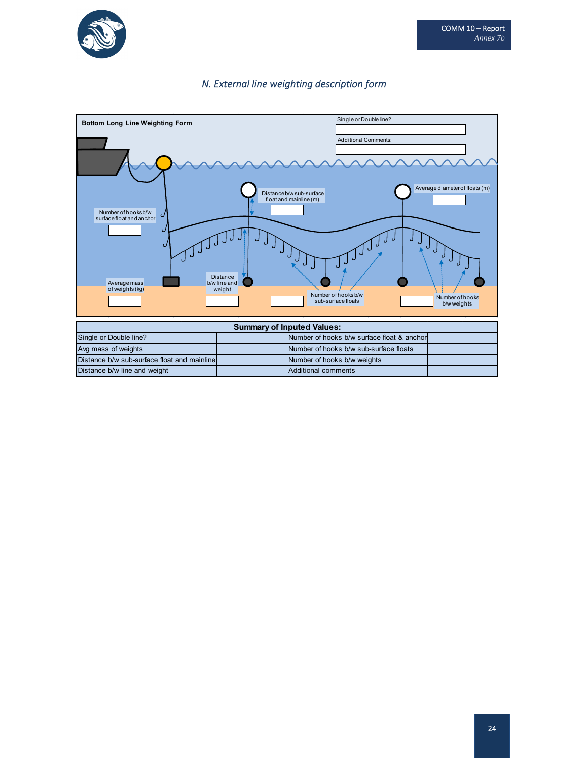*N. External line weighting description form*

**Bottom Long Line Weighting Form**

Single or Double line?

Additional Comments:

Distance b/w sub-surface float and mainline (m)

Average diameter of floats (m)

Number of hooks b/w surface float and anchor

Average mass of weights (kg)

Distance b/w line and weight

Number of hooks b/w sub-surface floats

Number of hooks b/w weights

| Summary of Inputed Values: | | | |
|---|---|---|---|
| Single or Double line? | | Number of hooks b/w surface float & anchor | |
| Avg mass of weights | | Number of hooks b/w sub-surface floats | |
| Distance b/w sub-surface float and mainline | | Number of hooks b/w weights | |
| Distance b/w line and weight | | Additional comments | |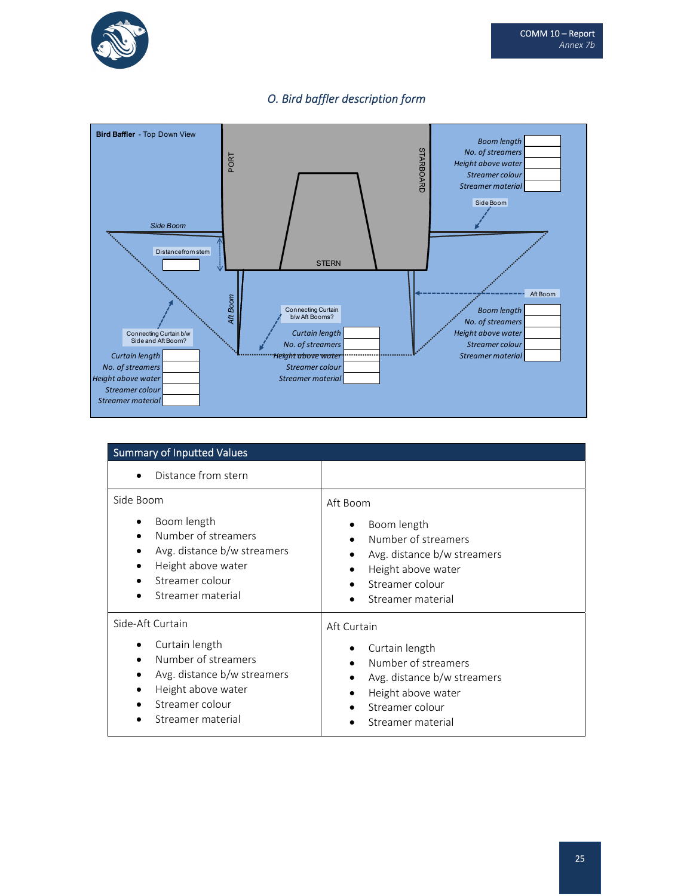*O. Bird baffler description form*

**Bird Baffler** - Top Down View

PORT

STARBOARD

STERN

Side Boom

Distance from stem

Aft Boom

Connecting Curtain b/w Side and Aft Boom?

Curtain length
No. of streamers
Height above water
Streamer colour
Streamer material

Connecting Curtain b/w Aft Booms?

Curtain length
No. of streamers
Height above water
Streamer colour
Streamer material

Side Boom

Boom length
No. of streamers
Height above water
Streamer colour
Streamer material

Aft Boom

Boom length
No. of streamers
Height above water
Streamer colour
Streamer material

| Summary of Inputted Values | |
|---|---|
| • Distance from stern | |
| Side Boom<br>• Boom length<br>• Number of streamers<br>• Avg. distance b/w streamers<br>• Height above water<br>• Streamer colour<br>• Streamer material | Aft Boom<br>• Boom length<br>• Number of streamers<br>• Avg. distance b/w streamers<br>• Height above water<br>• Streamer colour<br>• Streamer material |
| Side-Aft Curtain<br>• Curtain length<br>• Number of streamers<br>• Avg. distance b/w streamers<br>• Height above water<br>• Streamer colour<br>• Streamer material | Aft Curtain<br>• Curtain length<br>• Number of streamers<br>• Avg. distance b/w streamers<br>• Height above water<br>• Streamer colour<br>• Streamer material |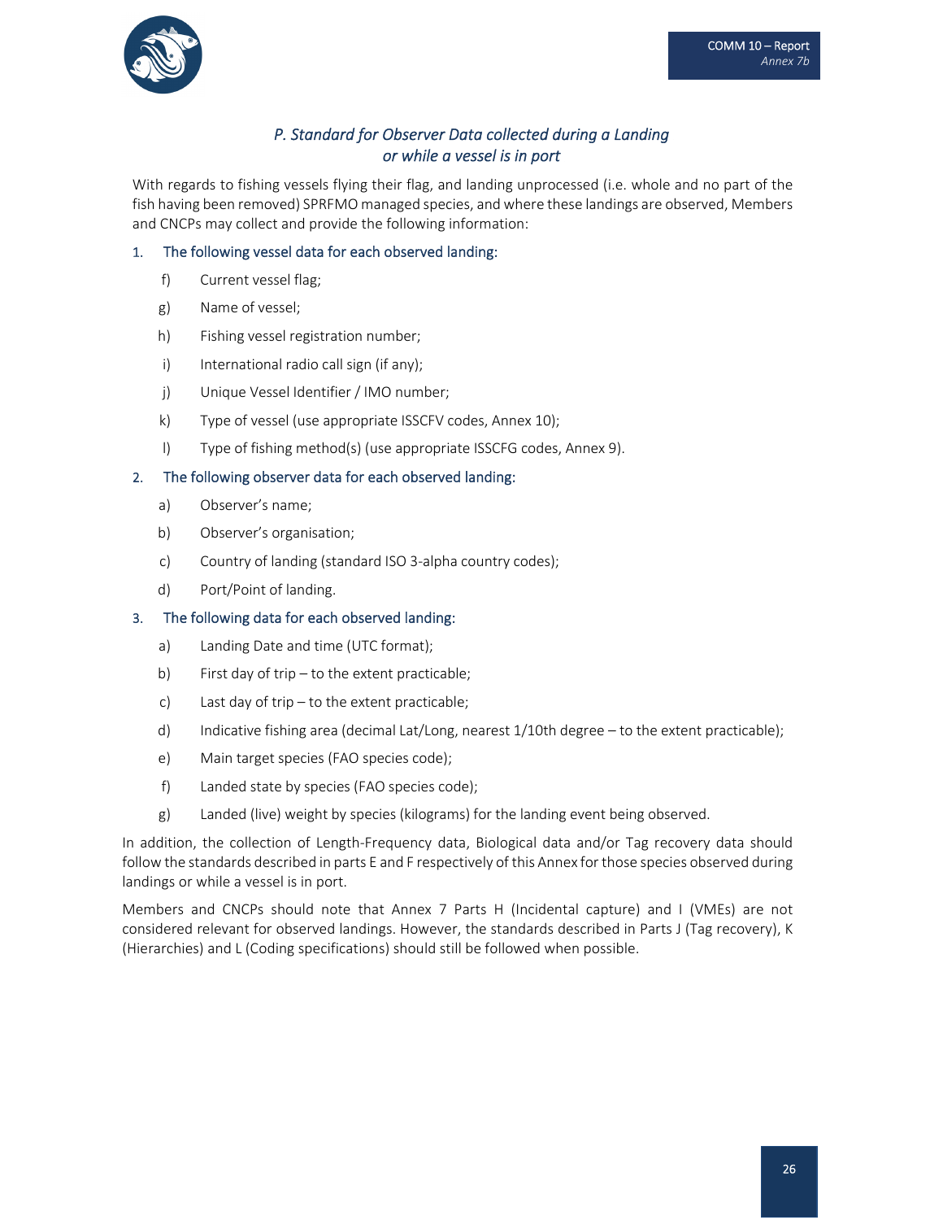## *P. Standard for Observer Data collected during a Landing or while a vessel is in port*

With regards to fishing vessels flying their flag, and landing unprocessed (i.e. whole and no part of the fish having been removed) SPRFMO managed species, and where these landings are observed, Members and CNCPs may collect and provide the following information:

1. The following vessel data for each observed landing:

   f) Current vessel flag;

   g) Name of vessel;

   h) Fishing vessel registration number;

   i) International radio call sign (if any);

   j) Unique Vessel Identifier / IMO number;

   k) Type of vessel (use appropriate ISSCFV codes, Annex 10);

   l) Type of fishing method(s) (use appropriate ISSCFG codes, Annex 9).

2. The following observer data for each observed landing:

   a) Observer's name;

   b) Observer's organisation;

   c) Country of landing (standard ISO 3-alpha country codes);

   d) Port/Point of landing.

3. The following data for each observed landing:

   a) Landing Date and time (UTC format);

   b) First day of trip – to the extent practicable;

   c) Last day of trip – to the extent practicable;

   d) Indicative fishing area (decimal Lat/Long, nearest 1/10th degree – to the extent practicable);

   e) Main target species (FAO species code);

   f) Landed state by species (FAO species code);

   g) Landed (live) weight by species (kilograms) for the landing event being observed.

In addition, the collection of Length-Frequency data, Biological data and/or Tag recovery data should follow the standards described in parts E and F respectively of this Annex for those species observed during landings or while a vessel is in port.

Members and CNCPs should note that Annex 7 Parts H (Incidental capture) and I (VMEs) are not considered relevant for observed landings. However, the standards described in Parts J (Tag recovery), K (Hierarchies) and L (Coding specifications) should still be followed when possible.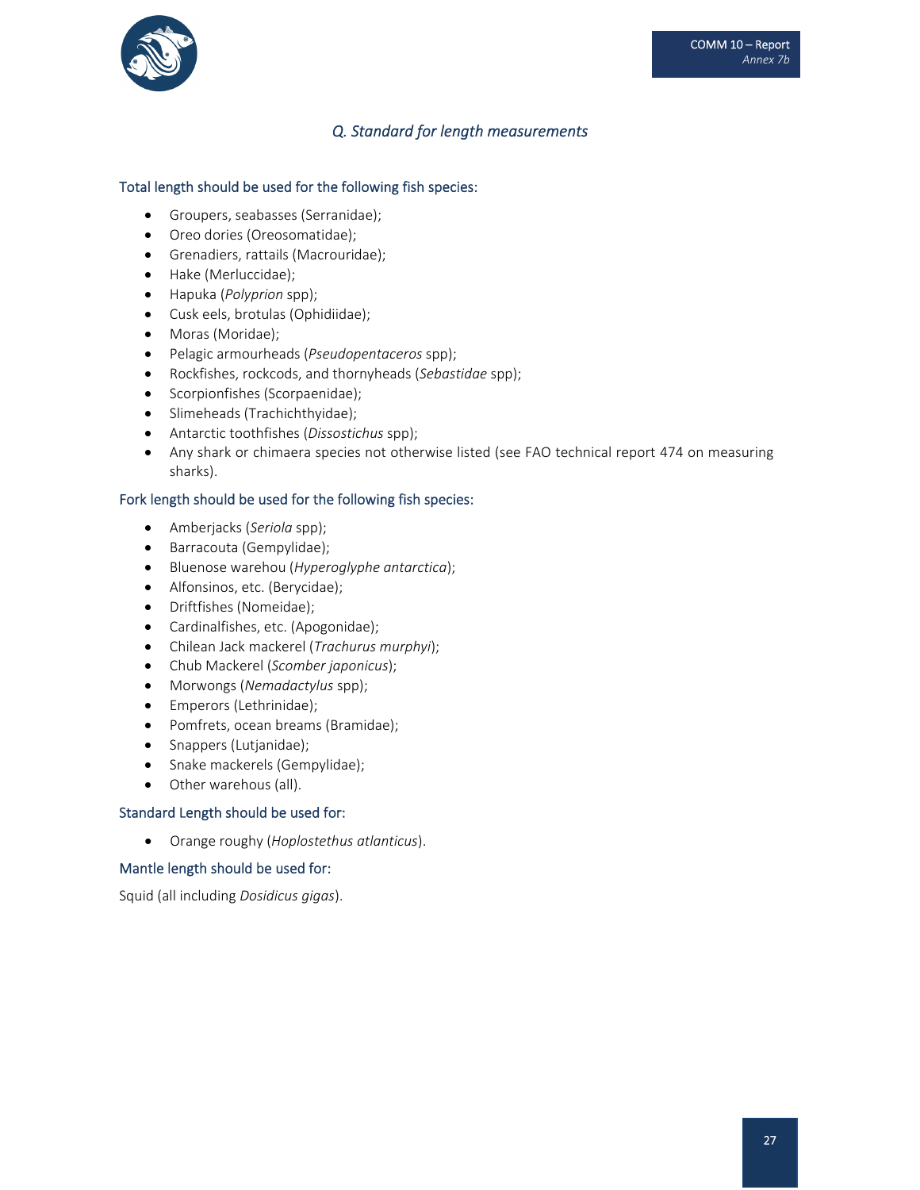## *Q. Standard for length measurements*

### Total length should be used for the following fish species:

- Groupers, seabasses (Serranidae);
- Oreo dories (Oreosomatidae);
- Grenadiers, rattails (Macrouridae);
- Hake (Merluccidae);
- Hapuka (*Polyprion* spp);
- Cusk eels, brotulas (Ophidiidae);
- Moras (Moridae);
- Pelagic armourheads (*Pseudopentaceros* spp);
- Rockfishes, rockcods, and thornyheads (*Sebastidae* spp);
- Scorpionfishes (Scorpaenidae);
- Slimeheads (Trachichthyidae);
- Antarctic toothfishes (*Dissostichus* spp);
- Any shark or chimaera species not otherwise listed (see FAO technical report 474 on measuring sharks).

### Fork length should be used for the following fish species:

- Amberjacks (*Seriola* spp);
- Barracouta (Gempylidae);
- Bluenose warehou (*Hyperoglyphe antarctica*);
- Alfonsinos, etc. (Berycidae);
- Driftfishes (Nomeidae);
- Cardinalfishes, etc. (Apogonidae);
- Chilean Jack mackerel (*Trachurus murphyi*);
- Chub Mackerel (*Scomber japonicus*);
- Morwongs (*Nemadactylus* spp);
- Emperors (Lethrinidae);
- Pomfrets, ocean breams (Bramidae);
- Snappers (Lutjanidae);
- Snake mackerels (Gempylidae);
- Other warehous (all).

### Standard Length should be used for:

- Orange roughy (*Hoplostethus atlanticus*).

### Mantle length should be used for:

Squid (all including *Dosidicus gigas*).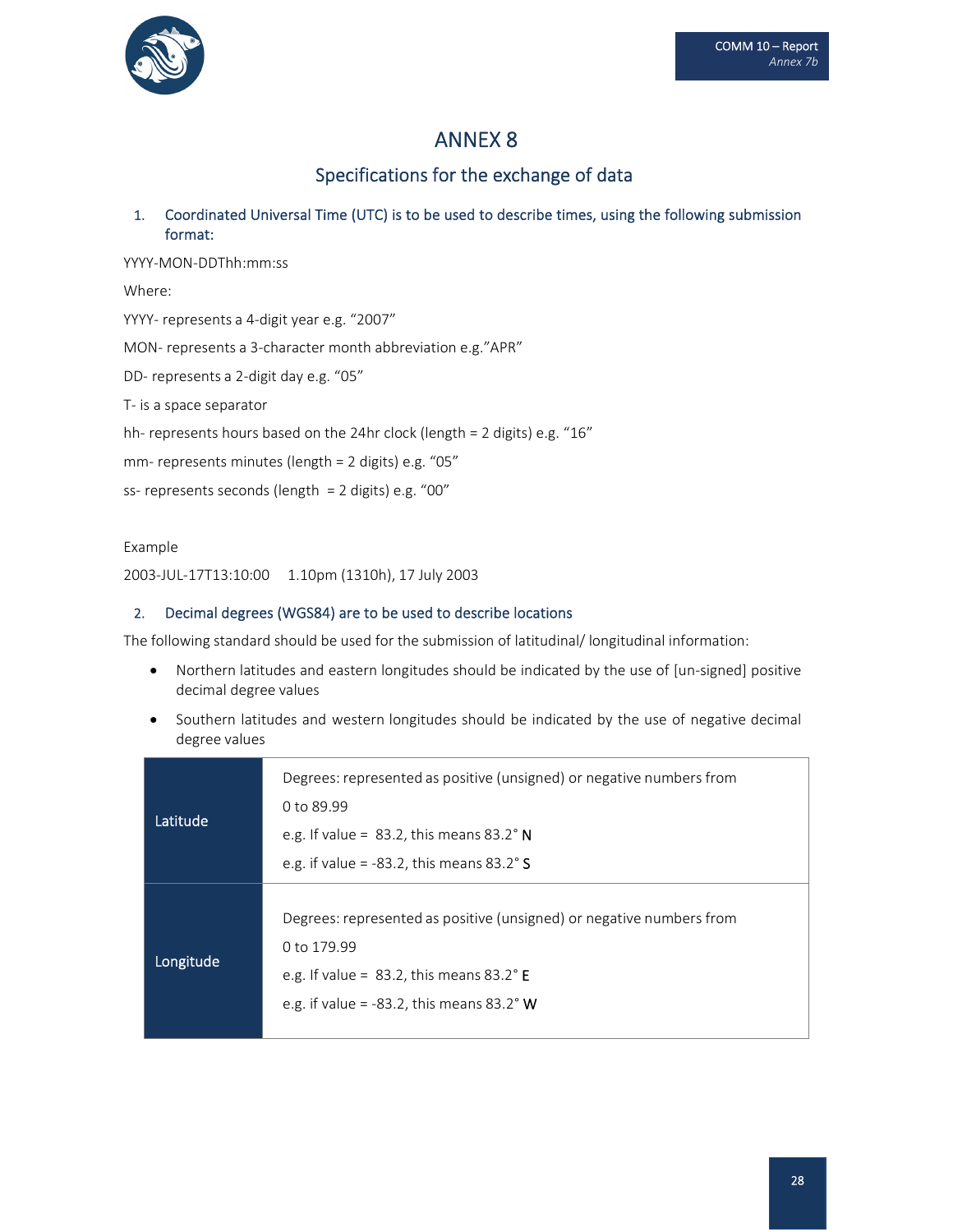# ANNEX 8

## Specifications for the exchange of data

### 1. Coordinated Universal Time (UTC) is to be used to describe times, using the following submission format:

YYYY-MON-DDThh:mm:ss

Where:

YYYY- represents a 4-digit year e.g. "2007"

MON- represents a 3-character month abbreviation e.g."APR"

DD- represents a 2-digit day e.g. "05"

T- is a space separator

hh- represents hours based on the 24hr clock (length = 2 digits) e.g. "16"

mm- represents minutes (length = 2 digits) e.g. "05"

ss- represents seconds (length = 2 digits) e.g. "00"

Example

2003-JUL-17T13:10:00 1.10pm (1310h), 17 July 2003

### 2. Decimal degrees (WGS84) are to be used to describe locations

The following standard should be used for the submission of latitudinal/ longitudinal information:

- Northern latitudes and eastern longitudes should be indicated by the use of [un-signed] positive decimal degree values
- Southern latitudes and western longitudes should be indicated by the use of negative decimal degree values

| | |
|---|---|
| Latitude | Degrees: represented as positive (unsigned) or negative numbers from 0 to 89.99<br>e.g. If value = 83.2, this means 83.2° N<br>e.g. if value = -83.2, this means 83.2° S |
| Longitude | Degrees: represented as positive (unsigned) or negative numbers from 0 to 179.99<br>e.g. If value = 83.2, this means 83.2° E<br>e.g. if value = -83.2, this means 83.2° W |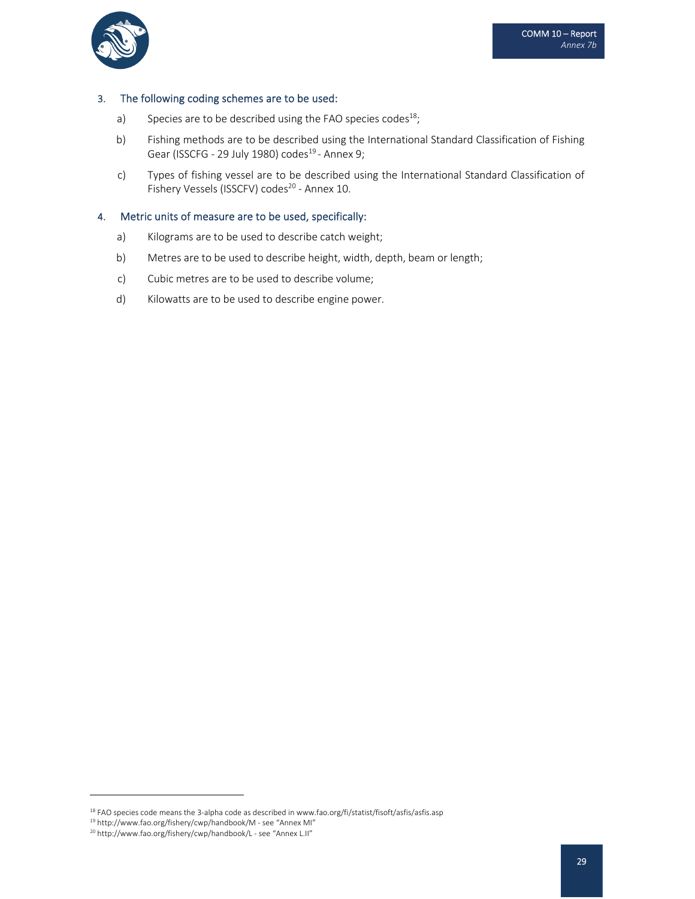3. The following coding schemes are to be used:

   a) Species are to be described using the FAO species codes[18];

   b) Fishing methods are to be described using the International Standard Classification of Fishing Gear (ISSCFG - 29 July 1980) codes[19] - Annex 9;

   c) Types of fishing vessel are to be described using the International Standard Classification of Fishery Vessels (ISSCFV) codes[20] - Annex 10.

4. Metric units of measure are to be used, specifically:

   a) Kilograms are to be used to describe catch weight;

   b) Metres are to be used to describe height, width, depth, beam or length;

   c) Cubic metres are to be used to describe volume;

   d) Kilowatts are to be used to describe engine power.

---

[18] FAO species code means the 3-alpha code as described in www.fao.org/fi/statist/fisoft/asfis/asfis.asp

[19] http://www.fao.org/fishery/cwp/handbook/M - see "Annex MI"

[20] http://www.fao.org/fishery/cwp/handbook/L - see "Annex L.II"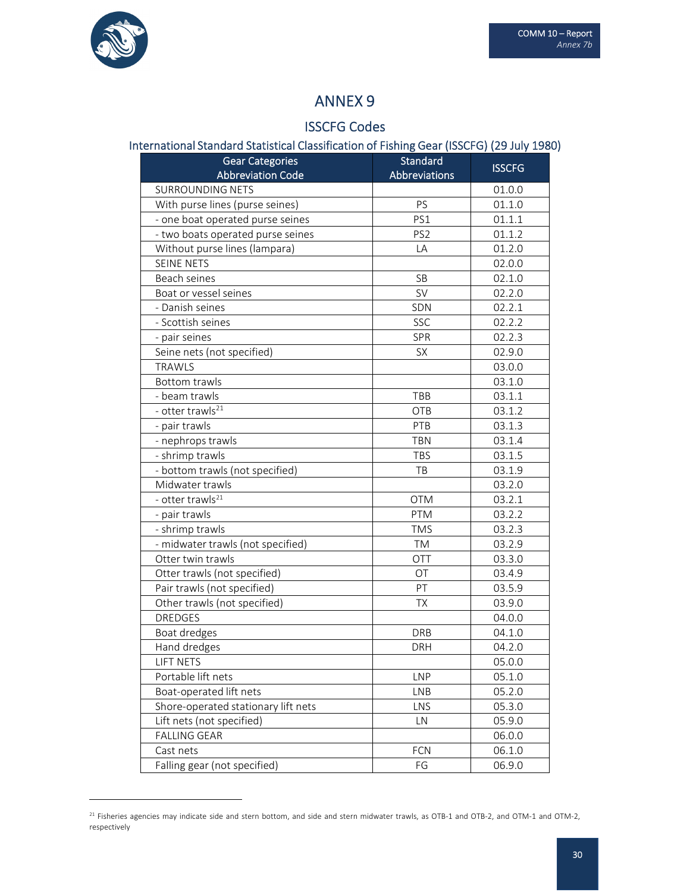# ANNEX 9

## ISSCFG Codes

### International Standard Statistical Classification of Fishing Gear (ISSCFG) (29 July 1980)

| Gear Categories Abbreviation Code | Standard Abbreviations | ISSCFG |
|---|---|---|
| SURROUNDING NETS | | 01.0.0 |
| With purse lines (purse seines) | PS | 01.1.0 |
| - one boat operated purse seines | PS1 | 01.1.1 |
| - two boats operated purse seines | PS2 | 01.1.2 |
| Without purse lines (lampara) | LA | 01.2.0 |
| SEINE NETS | | 02.0.0 |
| Beach seines | SB | 02.1.0 |
| Boat or vessel seines | SV | 02.2.0 |
| - Danish seines | SDN | 02.2.1 |
| - Scottish seines | SSC | 02.2.2 |
| - pair seines | SPR | 02.2.3 |
| Seine nets (not specified) | SX | 02.9.0 |
| TRAWLS | | 03.0.0 |
| Bottom trawls | | 03.1.0 |
| - beam trawls | TBB | 03.1.1 |
| - otter trawls[21] | OTB | 03.1.2 |
| - pair trawls | PTB | 03.1.3 |
| - nephrops trawls | TBN | 03.1.4 |
| - shrimp trawls | TBS | 03.1.5 |
| - bottom trawls (not specified) | TB | 03.1.9 |
| Midwater trawls | | 03.2.0 |
| - otter trawls[21] | OTM | 03.2.1 |
| - pair trawls | PTM | 03.2.2 |
| - shrimp trawls | TMS | 03.2.3 |
| - midwater trawls (not specified) | TM | 03.2.9 |
| Otter twin trawls | OTT | 03.3.0 |
| Otter trawls (not specified) | OT | 03.4.9 |
| Pair trawls (not specified) | PT | 03.5.9 |
| Other trawls (not specified) | TX | 03.9.0 |
| DREDGES | | 04.0.0 |
| Boat dredges | DRB | 04.1.0 |
| Hand dredges | DRH | 04.2.0 |
| LIFT NETS | | 05.0.0 |
| Portable lift nets | LNP | 05.1.0 |
| Boat-operated lift nets | LNB | 05.2.0 |
| Shore-operated stationary lift nets | LNS | 05.3.0 |
| Lift nets (not specified) | LN | 05.9.0 |
| FALLING GEAR | | 06.0.0 |
| Cast nets | FCN | 06.1.0 |
| Falling gear (not specified) | FG | 06.9.0 |

[21] Fisheries agencies may indicate side and stern bottom, and side and stern midwater trawls, as OTB-1 and OTB-2, and OTM-1 and OTM-2, respectively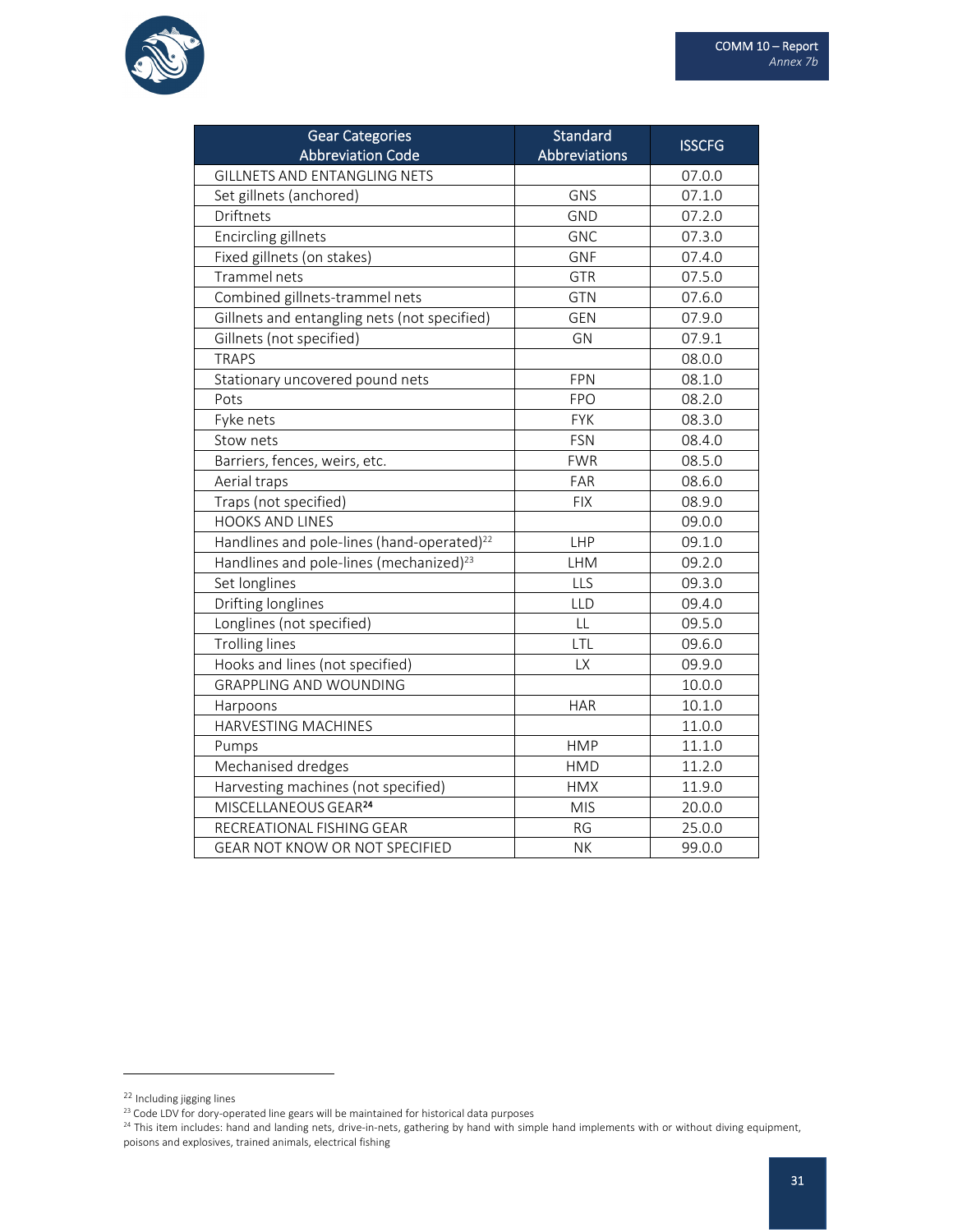| Gear Categories Abbreviation Code | Standard Abbreviations | ISSCFG |
|---|---|---|
| GILLNETS AND ENTANGLING NETS | | 07.0.0 |
| Set gillnets (anchored) | GNS | 07.1.0 |
| Driftnets | GND | 07.2.0 |
| Encircling gillnets | GNC | 07.3.0 |
| Fixed gillnets (on stakes) | GNF | 07.4.0 |
| Trammel nets | GTR | 07.5.0 |
| Combined gillnets-trammel nets | GTN | 07.6.0 |
| Gillnets and entangling nets (not specified) | GEN | 07.9.0 |
| Gillnets (not specified) | GN | 07.9.1 |
| TRAPS | | 08.0.0 |
| Stationary uncovered pound nets | FPN | 08.1.0 |
| Pots | FPO | 08.2.0 |
| Fyke nets | FYK | 08.3.0 |
| Stow nets | FSN | 08.4.0 |
| Barriers, fences, weirs, etc. | FWR | 08.5.0 |
| Aerial traps | FAR | 08.6.0 |
| Traps (not specified) | FIX | 08.9.0 |
| HOOKS AND LINES | | 09.0.0 |
| Handlines and pole-lines (hand-operated)[22] | LHP | 09.1.0 |
| Handlines and pole-lines (mechanized)[23] | LHM | 09.2.0 |
| Set longlines | LLS | 09.3.0 |
| Drifting longlines | LLD | 09.4.0 |
| Longlines (not specified) | LL | 09.5.0 |
| Trolling lines | LTL | 09.6.0 |
| Hooks and lines (not specified) | LX | 09.9.0 |
| GRAPPLING AND WOUNDING | | 10.0.0 |
| Harpoons | HAR | 10.1.0 |
| HARVESTING MACHINES | | 11.0.0 |
| Pumps | HMP | 11.1.0 |
| Mechanised dredges | HMD | 11.2.0 |
| Harvesting machines (not specified) | HMX | 11.9.0 |
| MISCELLANEOUS GEAR[24] | MIS | 20.0.0 |
| RECREATIONAL FISHING GEAR | RG | 25.0.0 |
| GEAR NOT KNOW OR NOT SPECIFIED | NK | 99.0.0 |

[22] Including jigging lines

[23] Code LDV for dory-operated line gears will be maintained for historical data purposes

[24] This item includes: hand and landing nets, drive-in-nets, gathering by hand with simple hand implements with or without diving equipment, poisons and explosives, trained animals, electrical fishing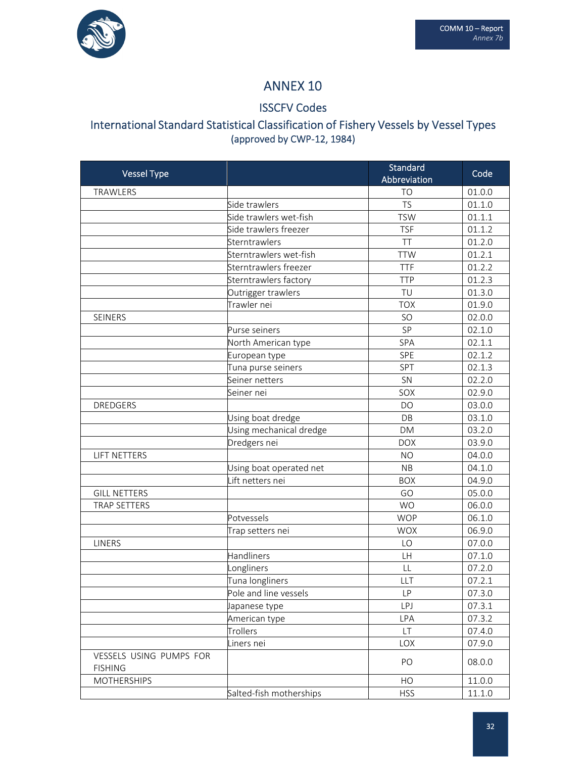# ANNEX 10

## ISSCFV Codes

## International Standard Statistical Classification of Fishery Vessels by Vessel Types
(approved by CWP-12, 1984)

| Vessel Type | | Standard Abbreviation | Code |
|---|---|---|---|
| TRAWLERS | | TO | 01.0.0 |
| | Side trawlers | TS | 01.1.0 |
| | Side trawlers wet-fish | TSW | 01.1.1 |
| | Side trawlers freezer | TSF | 01.1.2 |
| | Sterntrawlers | TT | 01.2.0 |
| | Sterntrawlers wet-fish | TTW | 01.2.1 |
| | Sterntrawlers freezer | TTF | 01.2.2 |
| | Sterntrawlers factory | TTP | 01.2.3 |
| | Outrigger trawlers | TU | 01.3.0 |
| | Trawler nei | TOX | 01.9.0 |
| SEINERS | | SO | 02.0.0 |
| | Purse seiners | SP | 02.1.0 |
| | North American type | SPA | 02.1.1 |
| | European type | SPE | 02.1.2 |
| | Tuna purse seiners | SPT | 02.1.3 |
| | Seiner netters | SN | 02.2.0 |
| | Seiner nei | SOX | 02.9.0 |
| DREDGERS | | DO | 03.0.0 |
| | Using boat dredge | DB | 03.1.0 |
| | Using mechanical dredge | DM | 03.2.0 |
| | Dredgers nei | DOX | 03.9.0 |
| LIFT NETTERS | | NO | 04.0.0 |
| | Using boat operated net | NB | 04.1.0 |
| | Lift netters nei | BOX | 04.9.0 |
| GILL NETTERS | | GO | 05.0.0 |
| TRAP SETTERS | | WO | 06.0.0 |
| | Potvessels | WOP | 06.1.0 |
| | Trap setters nei | WOX | 06.9.0 |
| LINERS | | LO | 07.0.0 |
| | Handliners | LH | 07.1.0 |
| | Longliners | LL | 07.2.0 |
| | Tuna longliners | LLT | 07.2.1 |
| | Pole and line vessels | LP | 07.3.0 |
| | Japanese type | LPJ | 07.3.1 |
| | American type | LPA | 07.3.2 |
| | Trollers | LT | 07.4.0 |
| | Liners nei | LOX | 07.9.0 |
| VESSELS USING PUMPS FOR FISHING | | PO | 08.0.0 |
| MOTHERSHIPS | | HO | 11.0.0 |
| | Salted-fish motherships | HSS | 11.1.0 |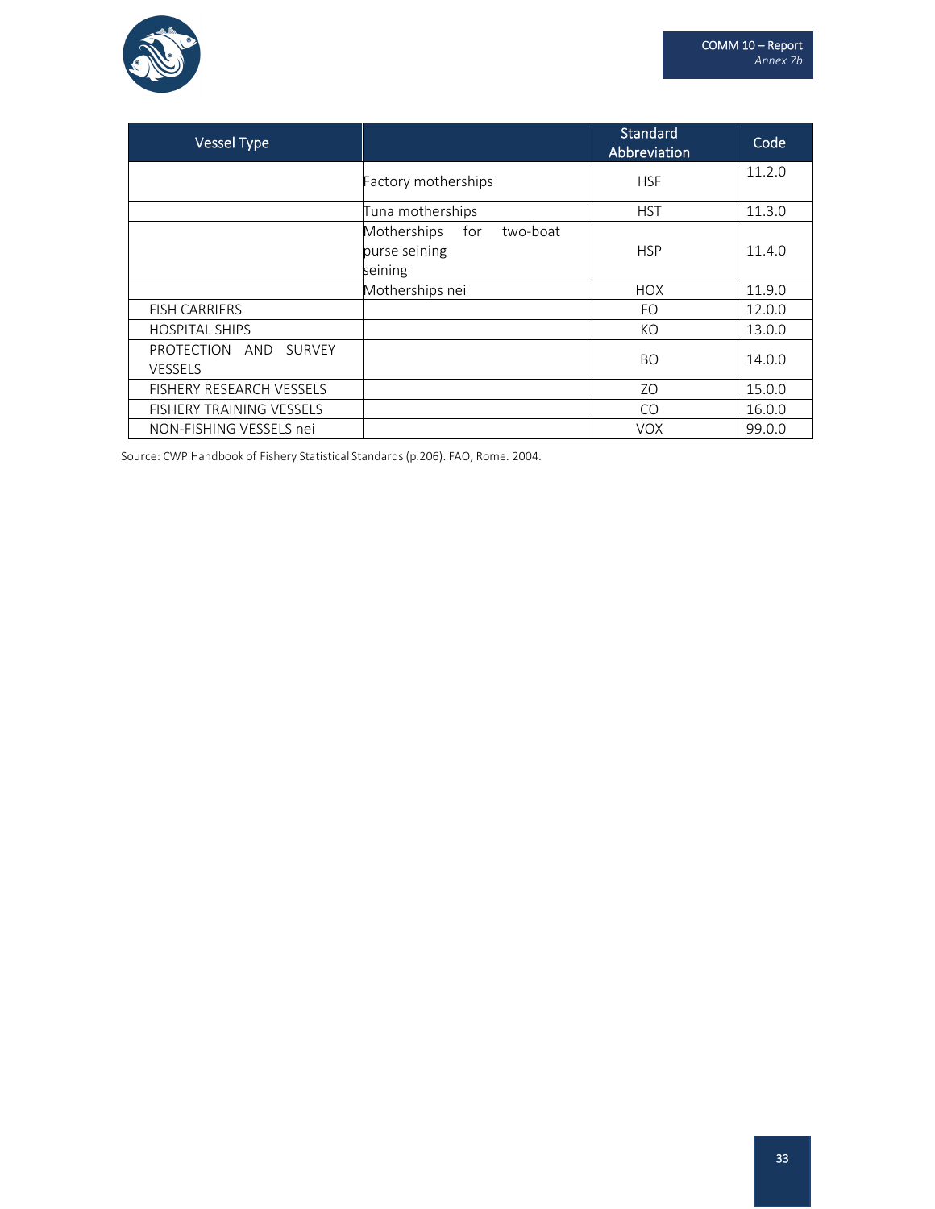| Vessel Type | | Standard Abbreviation | Code |
|---|---|---|---|
| | Factory motherships | HSF | 11.2.0 |
| | Tuna motherships | HST | 11.3.0 |
| | Motherships for two-boat purse seining seining | HSP | 11.4.0 |
| | Motherships nei | HOX | 11.9.0 |
| FISH CARRIERS | | FO | 12.0.0 |
| HOSPITAL SHIPS | | KO | 13.0.0 |
| PROTECTION AND SURVEY VESSELS | | BO | 14.0.0 |
| FISHERY RESEARCH VESSELS | | ZO | 15.0.0 |
| FISHERY TRAINING VESSELS | | CO | 16.0.0 |
| NON-FISHING VESSELS nei | | VOX | 99.0.0 |

Source: CWP Handbook of Fishery Statistical Standards (p.206). FAO, Rome. 2004.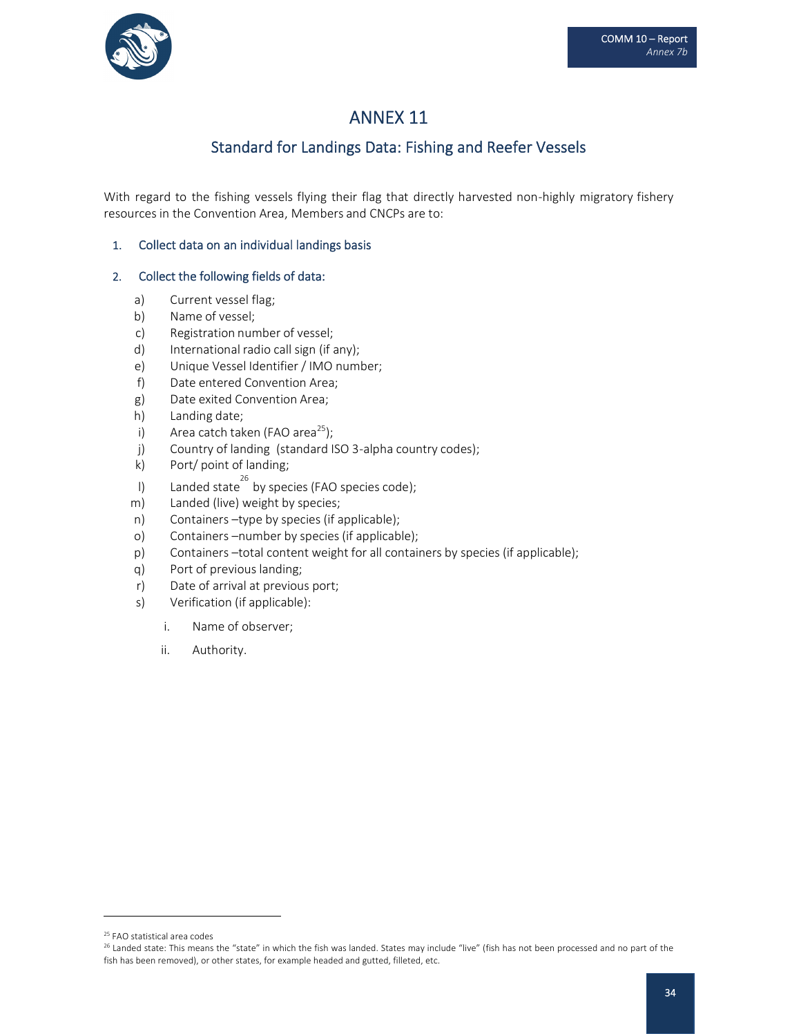# ANNEX 11

## Standard for Landings Data: Fishing and Reefer Vessels

With regard to the fishing vessels flying their flag that directly harvested non-highly migratory fishery resources in the Convention Area, Members and CNCPs are to:

1. Collect data on an individual landings basis

2. Collect the following fields of data:

   a) Current vessel flag;
   b) Name of vessel;
   c) Registration number of vessel;
   d) International radio call sign (if any);
   e) Unique Vessel Identifier / IMO number;
   f) Date entered Convention Area;
   g) Date exited Convention Area;
   h) Landing date;
   i) Area catch taken (FAO area[25]);
   j) Country of landing (standard ISO 3-alpha country codes);
   k) Port/ point of landing;
   l) Landed state[26] by species (FAO species code);
   m) Landed (live) weight by species;
   n) Containers –type by species (if applicable);
   o) Containers –number by species (if applicable);
   p) Containers –total content weight for all containers by species (if applicable);
   q) Port of previous landing;
   r) Date of arrival at previous port;
   s) Verification (if applicable):

      i. Name of observer;

      ii. Authority.

[25] FAO statistical area codes

[26] Landed state: This means the "state" in which the fish was landed. States may include "live" (fish has not been processed and no part of the fish has been removed), or other states, for example headed and gutted, filleted, etc.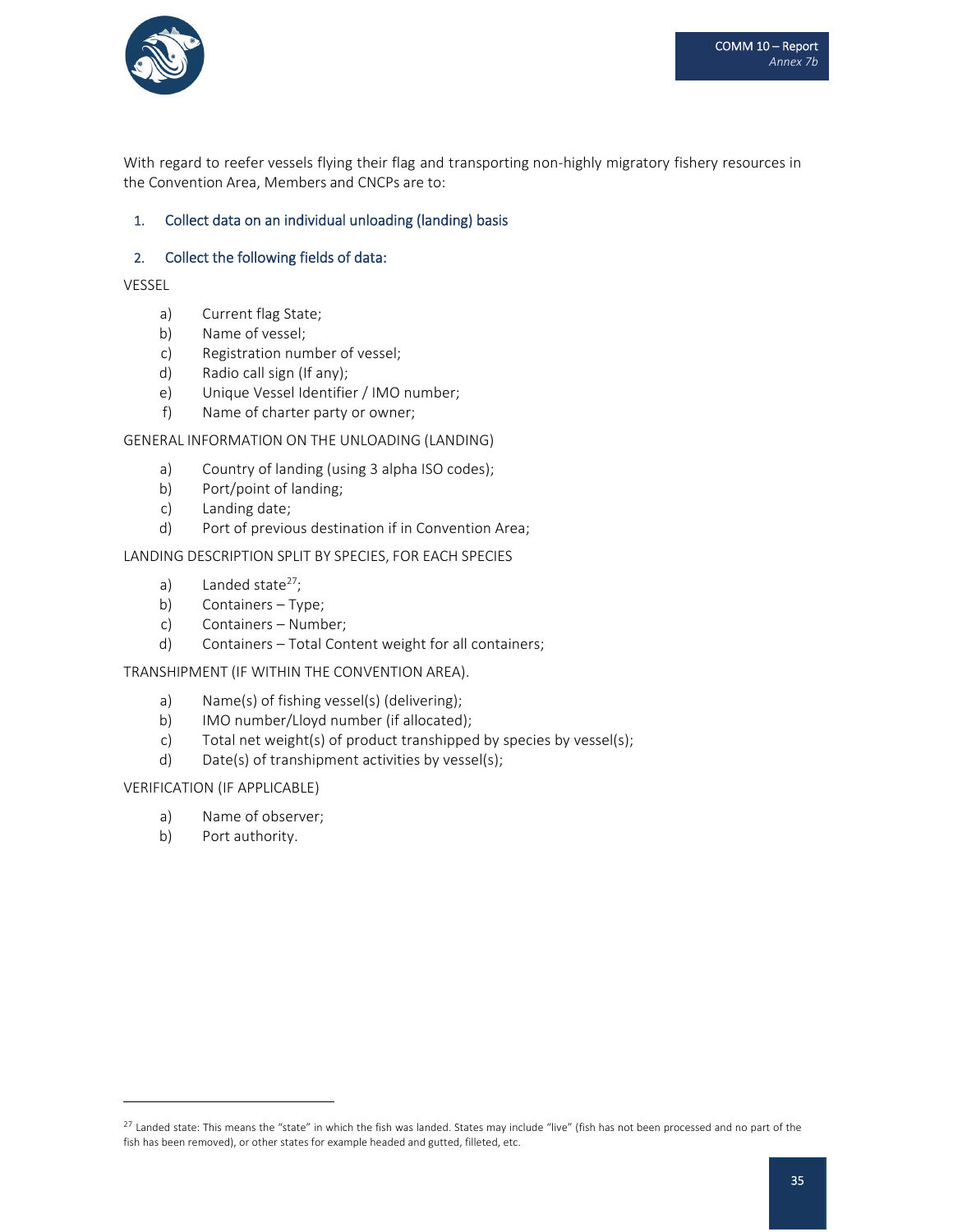With regard to reefer vessels flying their flag and transporting non-highly migratory fishery resources in the Convention Area, Members and CNCPs are to:

1. Collect data on an individual unloading (landing) basis

2. Collect the following fields of data:

VESSEL

a) Current flag State;
b) Name of vessel;
c) Registration number of vessel;
d) Radio call sign (If any);
e) Unique Vessel Identifier / IMO number;
f) Name of charter party or owner;

GENERAL INFORMATION ON THE UNLOADING (LANDING)

a) Country of landing (using 3 alpha ISO codes);
b) Port/point of landing;
c) Landing date;
d) Port of previous destination if in Convention Area;

LANDING DESCRIPTION SPLIT BY SPECIES, FOR EACH SPECIES

a) Landed state[27];
b) Containers – Type;
c) Containers – Number;
d) Containers – Total Content weight for all containers;

TRANSHIPMENT (IF WITHIN THE CONVENTION AREA).

a) Name(s) of fishing vessel(s) (delivering);
b) IMO number/Lloyd number (if allocated);
c) Total net weight(s) of product transhipped by species by vessel(s);
d) Date(s) of transhipment activities by vessel(s);

VERIFICATION (IF APPLICABLE)

a) Name of observer;
b) Port authority.

---

[27] Landed state: This means the "state" in which the fish was landed. States may include "live" (fish has not been processed and no part of the fish has been removed), or other states for example headed and gutted, filleted, etc.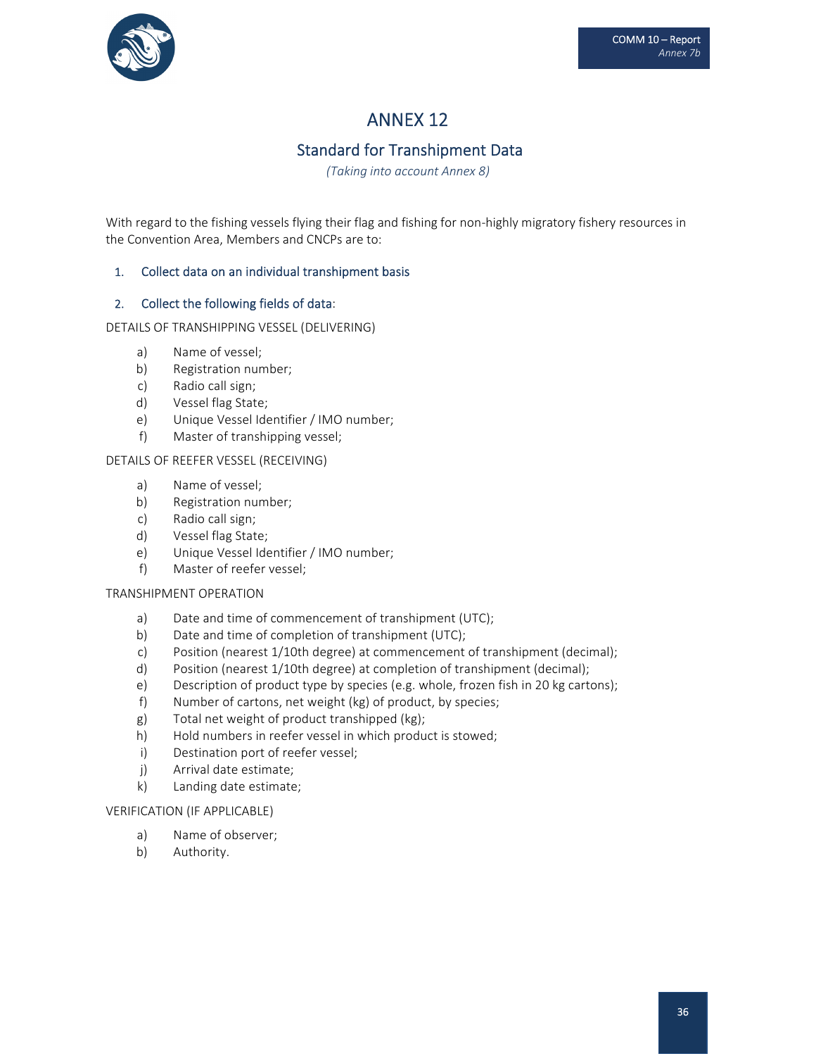# ANNEX 12

## Standard for Transhipment Data

*(Taking into account Annex 8)*

With regard to the fishing vessels flying their flag and fishing for non-highly migratory fishery resources in the Convention Area, Members and CNCPs are to:

1. Collect data on an individual transhipment basis

2. Collect the following fields of data:

DETAILS OF TRANSHIPPING VESSEL (DELIVERING)

- a) Name of vessel;
- b) Registration number;
- c) Radio call sign;
- d) Vessel flag State;
- e) Unique Vessel Identifier / IMO number;
- f) Master of transhipping vessel;

DETAILS OF REEFER VESSEL (RECEIVING)

- a) Name of vessel;
- b) Registration number;
- c) Radio call sign;
- d) Vessel flag State;
- e) Unique Vessel Identifier / IMO number;
- f) Master of reefer vessel;

TRANSHIPMENT OPERATION

- a) Date and time of commencement of transhipment (UTC);
- b) Date and time of completion of transhipment (UTC);
- c) Position (nearest 1/10th degree) at commencement of transhipment (decimal);
- d) Position (nearest 1/10th degree) at completion of transhipment (decimal);
- e) Description of product type by species (e.g. whole, frozen fish in 20 kg cartons);
- f) Number of cartons, net weight (kg) of product, by species;
- g) Total net weight of product transhipped (kg);
- h) Hold numbers in reefer vessel in which product is stowed;
- i) Destination port of reefer vessel;
- j) Arrival date estimate;
- k) Landing date estimate;

VERIFICATION (IF APPLICABLE)

- a) Name of observer;
- b) Authority.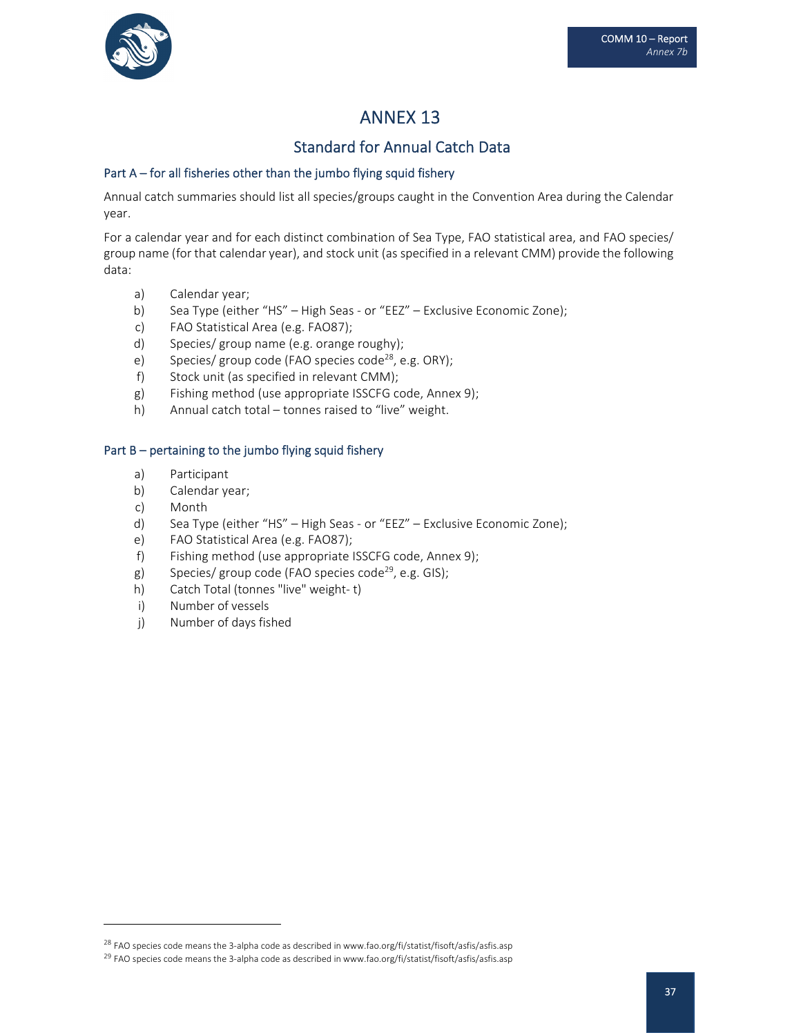# ANNEX 13

## Standard for Annual Catch Data

### Part A – for all fisheries other than the jumbo flying squid fishery

Annual catch summaries should list all species/groups caught in the Convention Area during the Calendar year.

For a calendar year and for each distinct combination of Sea Type, FAO statistical area, and FAO species/ group name (for that calendar year), and stock unit (as specified in a relevant CMM) provide the following data:

a) Calendar year;
b) Sea Type (either "HS" – High Seas - or "EEZ" – Exclusive Economic Zone);
c) FAO Statistical Area (e.g. FAO87);
d) Species/ group name (e.g. orange roughy);
e) Species/ group code (FAO species code[28], e.g. ORY);
f) Stock unit (as specified in relevant CMM);
g) Fishing method (use appropriate ISSCFG code, Annex 9);
h) Annual catch total – tonnes raised to "live" weight.

### Part B – pertaining to the jumbo flying squid fishery

a) Participant
b) Calendar year;
c) Month
d) Sea Type (either "HS" – High Seas - or "EEZ" – Exclusive Economic Zone);
e) FAO Statistical Area (e.g. FAO87);
f) Fishing method (use appropriate ISSCFG code, Annex 9);
g) Species/ group code (FAO species code[29], e.g. GIS);
h) Catch Total (tonnes "live" weight- t)
i) Number of vessels
j) Number of days fished

---

[28] FAO species code means the 3-alpha code as described in www.fao.org/fi/statist/fisoft/asfis/asfis.asp

[29] FAO species code means the 3-alpha code as described in www.fao.org/fi/statist/fisoft/asfis/asfis.asp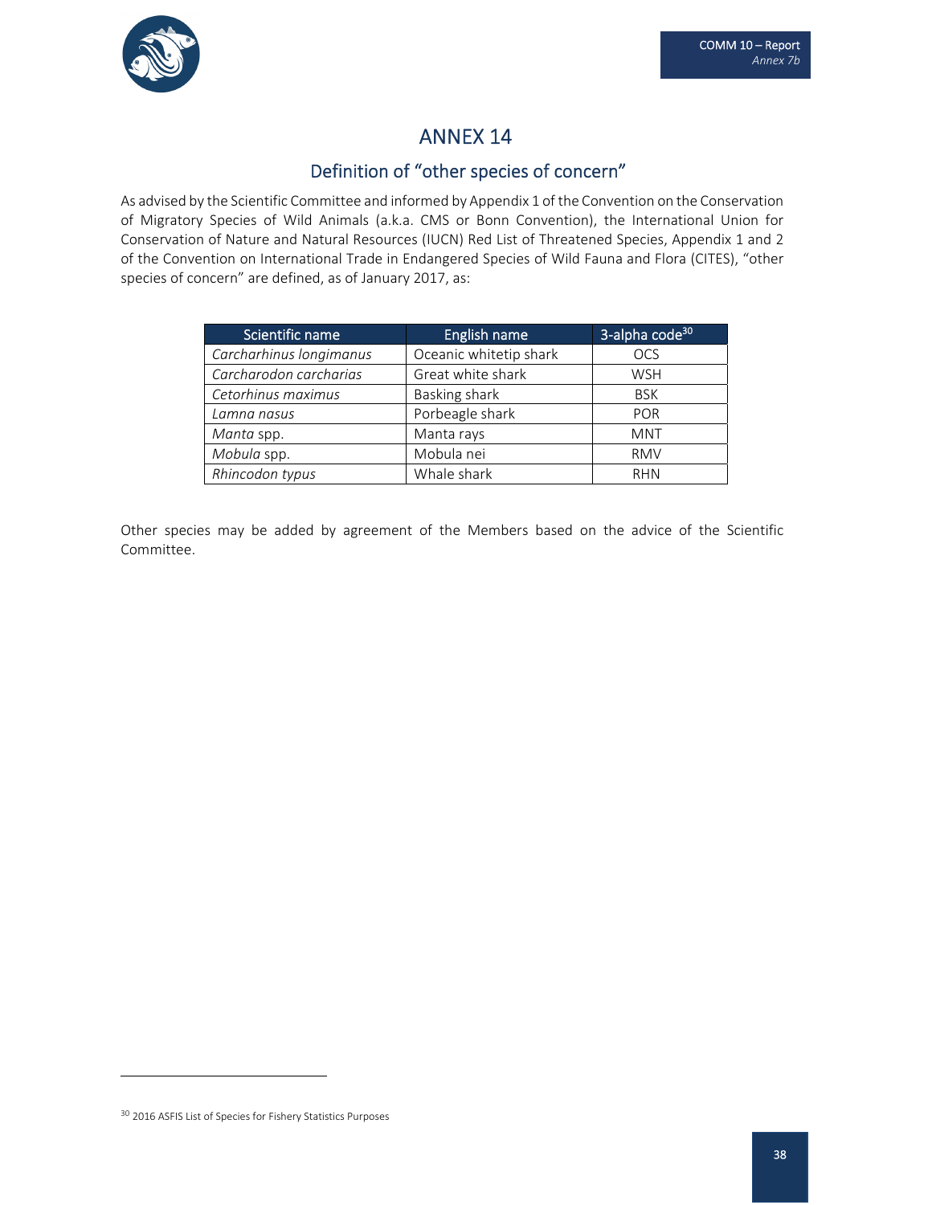# ANNEX 14

## Definition of "other species of concern"

As advised by the Scientific Committee and informed by Appendix 1 of the Convention on the Conservation of Migratory Species of Wild Animals (a.k.a. CMS or Bonn Convention), the International Union for Conservation of Nature and Natural Resources (IUCN) Red List of Threatened Species, Appendix 1 and 2 of the Convention on International Trade in Endangered Species of Wild Fauna and Flora (CITES), "other species of concern" are defined, as of January 2017, as:

| Scientific name | English name | 3-alpha code[30] |
|---|---|---|
| *Carcharhinus longimanus* | Oceanic whitetip shark | OCS |
| *Carcharodon carcharias* | Great white shark | WSH |
| *Cetorhinus maximus* | Basking shark | BSK |
| *Lamna nasus* | Porbeagle shark | POR |
| *Manta* spp. | Manta rays | MNT |
| *Mobula* spp. | Mobula nei | RMV |
| *Rhincodon typus* | Whale shark | RHN |

Other species may be added by agreement of the Members based on the advice of the Scientific Committee.

[30] 2016 ASFIS List of Species for Fishery Statistics Purposes